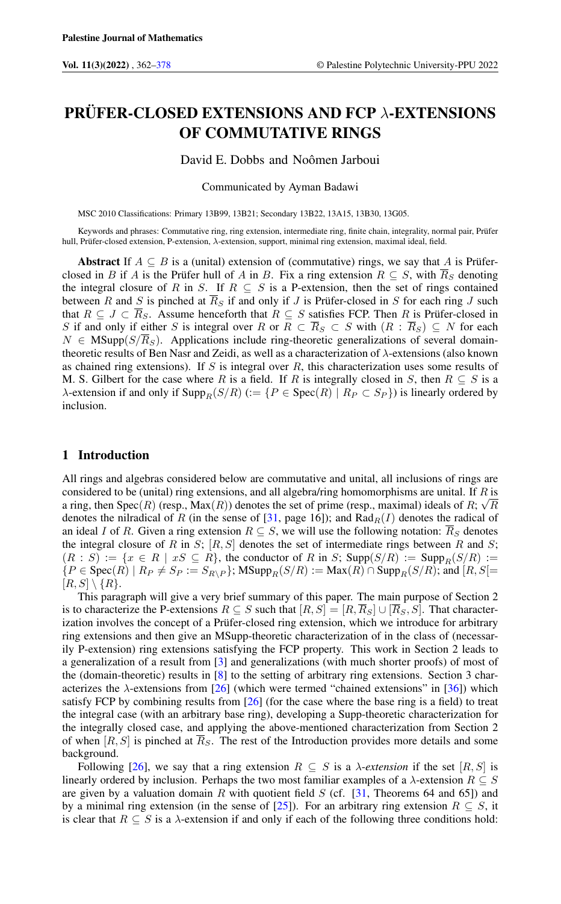Palestine Journal of Mathematics

# PRÜFER-CLOSED EXTENSIONS AND FCP $\lambda$-EXTENSIONS OF COMMUTATIVE RINGS

David E. Dobbs and Noômen Jarboui

Communicated by Ayman Badawi

MSC 2010 Classifications: Primary 13B99, 13B21; Secondary 13B22, 13A15, 13B30, 13G05.

Keywords and phrases: Commutative ring, ring extension, intermediate ring, finite chain, integrality, normal pair, Prüfer hull, Prüfer-closed extension, P-extension, $\lambda$-extension, support, minimal ring extension, maximal ideal, field.

**Abstract** If $A \subseteq B$ is a (unital) extension of (commutative) rings, we say that $A$ is Prüfer-closed in $B$ if $A$ is the Prüfer hull of $A$ in $B$. Fix a ring extension $R \subseteq S$, with $\overline{R}_S$ denoting the integral closure of $R$ in $S$. If $R \subseteq S$ is a P-extension, then the set of rings contained between $R$ and $S$ is pinched at $\overline{R}_S$ if and only if $J$ is Prüfer-closed in $S$ for each ring $J$ such that $R \subseteq J \subset \overline{R}_S$. Assume henceforth that $R \subseteq S$ satisfies FCP. Then $R$ is Prüfer-closed in $S$ if and only if either $S$ is integral over $R$ or $R \subset \overline{R}_S \subset S$ with $(R : \overline{R}_S) \subseteq N$ for each $N \in \text{MSupp}(S/\overline{R}_S)$. Applications include ring-theoretic generalizations of several domain-theoretic results of Ben Nasr and Zeidi, as well as a characterization of $\lambda$-extensions (also known as chained ring extensions). If $S$ is integral over $R$, this characterization uses some results of M. S. Gilbert for the case where $R$ is a field. If $R$ is integrally closed in $S$, then $R \subseteq S$ is a $\lambda$-extension if and only if $\text{Supp}_R(S/R)$ $(:= \{P \in \text{Spec}(R) \mid R_P \subset S_P\})$ is linearly ordered by inclusion.

## 1 Introduction

All rings and algebras considered below are commutative and unital, all inclusions of rings are considered to be (unital) ring extensions, and all algebra/ring homomorphisms are unital. If $R$ is a ring, then $\text{Spec}(R)$ (resp., $\text{Max}(R)$) denotes the set of prime (resp., maximal) ideals of $R$; $\sqrt{R}$ denotes the nilradical of $R$ (in the sense of [31, page 16]); and $\text{Rad}_R(I)$ denotes the radical of an ideal $I$ of $R$. Given a ring extension $R \subseteq S$, we will use the following notation: $\overline{R}_S$ denotes the integral closure of $R$ in $S$; $[R, S]$ denotes the set of intermediate rings between $R$ and $S$; $(R : S) := \{x \in R \mid xS \subseteq R\}$, the conductor of $R$ in $S$; $\text{Supp}(S/R) := \text{Supp}_R(S/R) := \{P \in \text{Spec}(R) \mid R_P \neq S_P := S_{R \setminus P}\}$; $\text{MSupp}_R(S/R) := \text{Max}(R) \cap \text{Supp}_R(S/R)$; and $[R, S[ = [R, S] \setminus \{R\}$.

This paragraph will give a very brief summary of this paper. The main purpose of Section 2 is to characterize the P-extensions $R \subseteq S$ such that $[R, S] = [R, \overline{R}_S] \cup [\overline{R}_S, S]$. That characterization involves the concept of a Prüfer-closed ring extension, which we introduce for arbitrary ring extensions and then give an MSupp-theoretic characterization of in the class of (necessarily P-extension) ring extensions satisfying the FCP property. This work in Section 2 leads to a generalization of a result from [3] and generalizations (with much shorter proofs) of most of the (domain-theoretic) results in [8] to the setting of arbitrary ring extensions. Section 3 characterizes the $\lambda$-extensions from [26] (which were termed "chained extensions" in [36]) which satisfy FCP by combining results from [26] (for the case where the base ring is a field) to treat the integral case (with an arbitrary base ring), developing a Supp-theoretic characterization for the integrally closed case, and applying the above-mentioned characterization from Section 2 of when $[R, S]$ is pinched at $\overline{R}_S$. The rest of the Introduction provides more details and some background.

Following [26], we say that a ring extension $R \subseteq S$ is a *$\lambda$-extension* if the set $[R, S]$ is linearly ordered by inclusion. Perhaps the two most familiar examples of a $\lambda$-extension $R \subseteq S$ are given by a valuation domain $R$ with quotient field $S$ (cf. [31, Theorems 64 and 65]) and by a minimal ring extension (in the sense of [25]). For an arbitrary ring extension $R \subseteq S$, it is clear that $R \subseteq S$ is a $\lambda$-extension if and only if each of the following three conditions hold: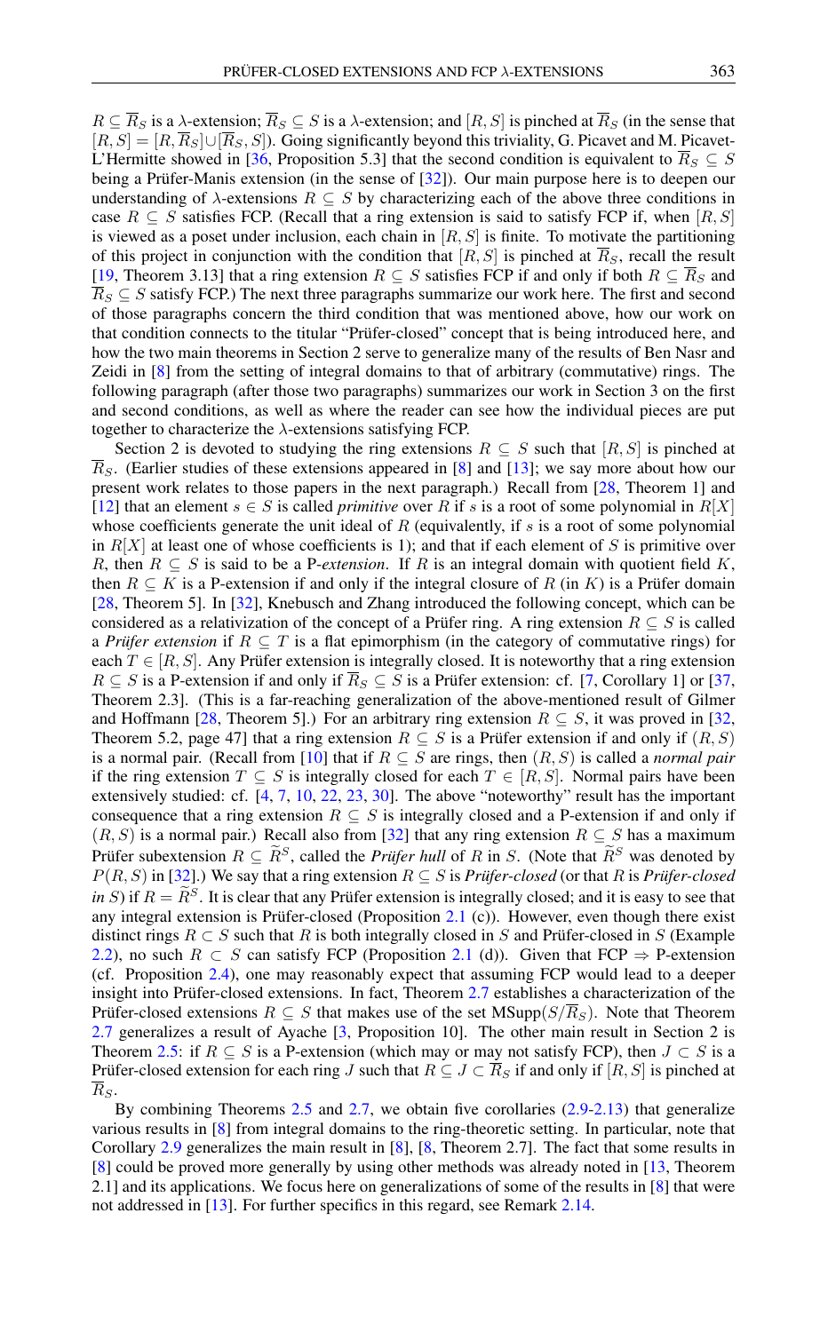$R \subseteq \overline{R}_S$ is a $\lambda$-extension; $\overline{R}_S \subseteq S$ is a $\lambda$-extension; and $[R, S]$ is pinched at $\overline{R}_S$ (in the sense that $[R, S] = [R, \overline{R}_S] \cup [\overline{R}_S, S]$). Going significantly beyond this triviality, G. Picavet and M. Picavet-L'Hermitte showed in [36, Proposition 5.3] that the second condition is equivalent to $\overline{R}_S \subseteq S$ being a Prüfer-Manis extension (in the sense of [32]). Our main purpose here is to deepen our understanding of $\lambda$-extensions $R \subseteq S$ by characterizing each of the above three conditions in case $R \subseteq S$ satisfies FCP. (Recall that a ring extension is said to satisfy FCP if, when $[R, S]$ is viewed as a poset under inclusion, each chain in $[R, S]$ is finite. To motivate the partitioning of this project in conjunction with the condition that $[R, S]$ is pinched at $\overline{R}_S$, recall the result [19, Theorem 3.13] that a ring extension $R \subseteq S$ satisfies FCP if and only if both $R \subseteq \overline{R}_S$ and $\overline{R}_S \subseteq S$ satisfy FCP.) The next three paragraphs summarize our work here. The first and second of those paragraphs concern the third condition that was mentioned above, how our work on that condition connects to the titular "Prüfer-closed" concept that is being introduced here, and how the two main theorems in Section 2 serve to generalize many of the results of Ben Nasr and Zeidi in [8] from the setting of integral domains to that of arbitrary (commutative) rings. The following paragraph (after those two paragraphs) summarizes our work in Section 3 on the first and second conditions, as well as where the reader can see how the individual pieces are put together to characterize the $\lambda$-extensions satisfying FCP.

Section 2 is devoted to studying the ring extensions $R \subseteq S$ such that $[R, S]$ is pinched at $\overline{R}_S$. (Earlier studies of these extensions appeared in [8] and [13]; we say more about how our present work relates to those papers in the next paragraph.) Recall from [28, Theorem 1] and [12] that an element $s \in S$ is called *primitive* over $R$ if $s$ is a root of some polynomial in $R[X]$ whose coefficients generate the unit ideal of $R$ (equivalently, if $s$ is a root of some polynomial in $R[X]$ at least one of whose coefficients is 1); and that if each element of $S$ is primitive over $R$, then $R \subseteq S$ is said to be a P-*extension*. If $R$ is an integral domain with quotient field $K$, then $R \subseteq K$ is a P-extension if and only if the integral closure of $R$ (in $K$) is a Prüfer domain [28, Theorem 5]. In [32], Knebusch and Zhang introduced the following concept, which can be considered as a relativization of the concept of a Prüfer ring. A ring extension $R \subseteq S$ is called a *Prüfer extension* if $R \subseteq T$ is a flat epimorphism (in the category of commutative rings) for each $T \in [R, S]$. Any Prüfer extension is integrally closed. It is noteworthy that a ring extension $R \subseteq S$ is a P-extension if and only if $\overline{R}_S \subseteq S$ is a Prüfer extension: cf. [7, Corollary 1] or [37, Theorem 2.3]. (This is a far-reaching generalization of the above-mentioned result of Gilmer and Hoffmann [28, Theorem 5].) For an arbitrary ring extension $R \subseteq S$, it was proved in [32, Theorem 5.2, page 47] that a ring extension $R \subseteq S$ is a Prüfer extension if and only if $(R, S)$ is a normal pair. (Recall from [10] that if $R \subseteq S$ are rings, then $(R, S)$ is called a *normal pair* if the ring extension $T \subseteq S$ is integrally closed for each $T \in [R, S]$. Normal pairs have been extensively studied: cf. [4, 7, 10, 22, 23, 30]. The above "noteworthy" result has the important consequence that a ring extension $R \subseteq S$ is integrally closed and a P-extension if and only if $(R, S)$ is a normal pair.) Recall also from [32] that any ring extension $R \subseteq S$ has a maximum Prüfer subextension $R \subseteq \widetilde{R}^S$, called the *Prüfer hull* of $R$ in $S$. (Note that $\widetilde{R}^S$ was denoted by $P(R, S)$ in [32].) We say that a ring extension $R \subseteq S$ is *Prüfer-closed* (or that $R$ is *Prüfer-closed in $S$*) if $R = \widetilde{R}^S$. It is clear that any Prüfer extension is integrally closed; and it is easy to see that any integral extension is Prüfer-closed (Proposition 2.1 (c)). However, even though there exist distinct rings $R \subset S$ such that $R$ is both integrally closed in $S$ and Prüfer-closed in $S$ (Example 2.2), no such $R \subset S$ can satisfy FCP (Proposition 2.1 (d)). Given that FCP $\Rightarrow$ P-extension (cf. Proposition 2.4), one may reasonably expect that assuming FCP would lead to a deeper insight into Prüfer-closed extensions. In fact, Theorem 2.7 establishes a characterization of the Prüfer-closed extensions $R \subseteq S$ that makes use of the set $\mathrm{MSupp}(S/\overline{R}_S)$. Note that Theorem 2.7 generalizes a result of Ayache [3, Proposition 10]. The other main result in Section 2 is Theorem 2.5: if $R \subseteq S$ is a P-extension (which may or may not satisfy FCP), then $J \subset S$ is a Prüfer-closed extension for each ring $J$ such that $R \subseteq J \subset \overline{R}_S$ if and only if $[R, S]$ is pinched at $\overline{R}_S$.

By combining Theorems 2.5 and 2.7, we obtain five corollaries (2.9-2.13) that generalize various results in [8] from integral domains to the ring-theoretic setting. In particular, note that Corollary 2.9 generalizes the main result in [8], [8, Theorem 2.7]. The fact that some results in [8] could be proved more generally by using other methods was already noted in [13, Theorem 2.1] and its applications. We focus here on generalizations of some of the results in [8] that were not addressed in [13]. For further specifics in this regard, see Remark 2.14.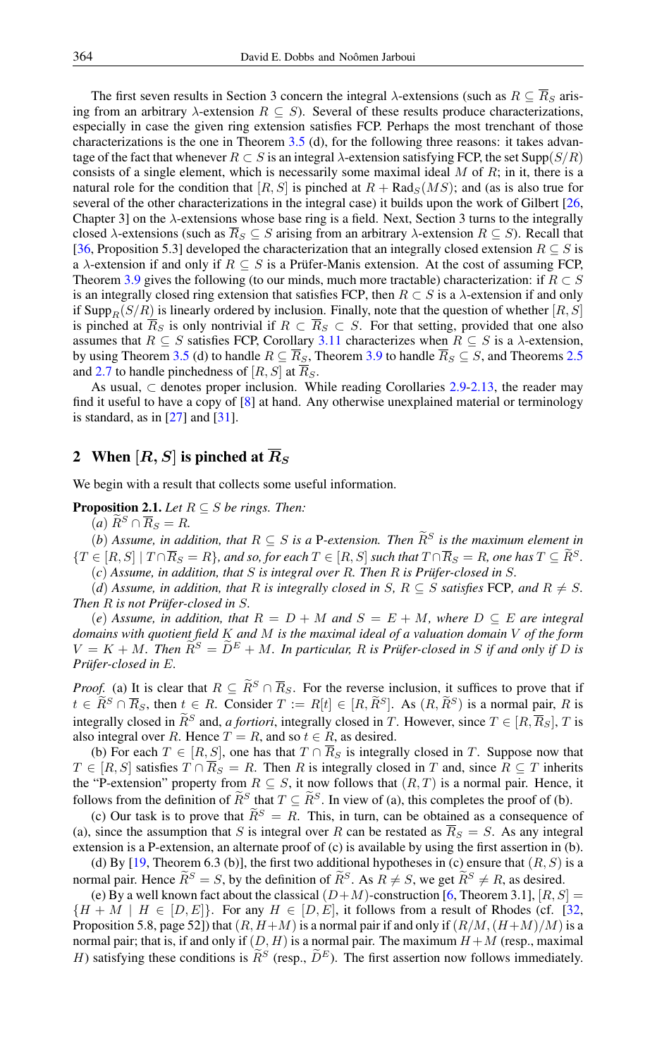The first seven results in Section 3 concern the integral λ-extensions (such as $R \subseteq \overline{R}_S$ arising from an arbitrary λ-extension $R \subseteq S$). Several of these results produce characterizations, especially in case the given ring extension satisfies FCP. Perhaps the most trenchant of those characterizations is the one in Theorem 3.5 (d), for the following three reasons: it takes advantage of the fact that whenever $R \subset S$ is an integral λ-extension satisfying FCP, the set $\mathrm{Supp}(S/R)$ consists of a single element, which is necessarily some maximal ideal $M$ of $R$; in it, there is a natural role for the condition that $[R, S]$ is pinched at $R + \mathrm{Rad}_S(MS)$; and (as is also true for several of the other characterizations in the integral case) it builds upon the work of Gilbert [26, Chapter 3] on the λ-extensions whose base ring is a field. Next, Section 3 turns to the integrally closed λ-extensions (such as $\overline{R}_S \subseteq S$ arising from an arbitrary λ-extension $R \subseteq S$). Recall that [36, Proposition 5.3] developed the characterization that an integrally closed extension $R \subseteq S$ is a λ-extension if and only if $R \subseteq S$ is a Prüfer-Manis extension. At the cost of assuming FCP, Theorem 3.9 gives the following (to our minds, much more tractable) characterization: if $R \subset S$ is an integrally closed ring extension that satisfies FCP, then $R \subset S$ is a λ-extension if and only if $\mathrm{Supp}_R(S/R)$ is linearly ordered by inclusion. Finally, note that the question of whether $[R, S]$ is pinched at $\overline{R}_S$ is only nontrivial if $R \subset \overline{R}_S \subset S$. For that setting, provided that one also assumes that $R \subseteq S$ satisfies FCP, Corollary 3.11 characterizes when $R \subseteq S$ is a λ-extension, by using Theorem 3.5 (d) to handle $R \subseteq \overline{R}_S$, Theorem 3.9 to handle $\overline{R}_S \subseteq S$, and Theorems 2.5 and 2.7 to handle pinchedness of $[R, S]$ at $\overline{R}_S$.

As usual, $\subset$ denotes proper inclusion. While reading Corollaries 2.9-2.13, the reader may find it useful to have a copy of [8] at hand. Any otherwise unexplained material or terminology is standard, as in [27] and [31].

## 2 When $[R, S]$ is pinched at $\overline{R}_S$

We begin with a result that collects some useful information.

**Proposition 2.1.** *Let $R \subseteq S$ be rings. Then:*

*(a) $\widetilde{R}^S \cap \overline{R}_S = R$.*

*(b) Assume, in addition, that $R \subseteq S$ is a* P*-extension. Then $\widetilde{R}^S$ is the maximum element in $\{T \in [R, S] \mid T \cap \overline{R}_S = R\}$, and so, for each $T \in [R, S]$ such that $T \cap \overline{R}_S = R$, one has $T \subseteq \widetilde{R}^S$.*

*(c) Assume, in addition, that $S$ is integral over $R$. Then $R$ is Prüfer-closed in $S$.*

*(d) Assume, in addition, that $R$ is integrally closed in $S$, $R \subseteq S$ satisfies* FCP*, and $R \neq S$. Then $R$ is not Prüfer-closed in $S$.*

*(e) Assume, in addition, that $R = D + M$ and $S = E + M$, where $D \subseteq E$ are integral domains with quotient field $K$ and $M$ is the maximal ideal of a valuation domain $V$ of the form $V = K + M$. Then $\widetilde{R}^S = \widetilde{D}^E + M$. In particular, $R$ is Prüfer-closed in $S$ if and only if $D$ is Prüfer-closed in $E$.*

*Proof.* (a) It is clear that $R \subseteq \widetilde{R}^S \cap \overline{R}_S$. For the reverse inclusion, it suffices to prove that if $t \in \widetilde{R}^S \cap \overline{R}_S$, then $t \in R$. Consider $T := R[t] \in [R, \widetilde{R}^S]$. As $(R, \widetilde{R}^S)$ is a normal pair, $R$ is integrally closed in $\widetilde{R}^S$ and, *a fortiori*, integrally closed in $T$. However, since $T \in [R, \overline{R}_S]$, $T$ is also integral over $R$. Hence $T = R$, and so $t \in R$, as desired.

(b) For each $T \in [R, S]$, one has that $T \cap \overline{R}_S$ is integrally closed in $T$. Suppose now that $T \in [R, S]$ satisfies $T \cap \overline{R}_S = R$. Then $R$ is integrally closed in $T$ and, since $R \subseteq T$ inherits the "P-extension" property from $R \subseteq S$, it now follows that $(R, T)$ is a normal pair. Hence, it follows from the definition of $\widetilde{R}^S$ that $T \subseteq \widetilde{R}^S$. In view of (a), this completes the proof of (b).

(c) Our task is to prove that $\widetilde{R}^S = R$. This, in turn, can be obtained as a consequence of (a), since the assumption that $S$ is integral over $R$ can be restated as $\overline{R}_S = S$. As any integral extension is a P-extension, an alternate proof of (c) is available by using the first assertion in (b).

(d) By [19, Theorem 6.3 (b)], the first two additional hypotheses in (c) ensure that $(R, S)$ is a normal pair. Hence $\widetilde{R}^S = S$, by the definition of $\widetilde{R}^S$. As $R \neq S$, we get $\widetilde{R}^S \neq R$, as desired.

(e) By a well known fact about the classical $(D+M)$-construction [6, Theorem 3.1], $[R, S] = \{H + M \mid H \in [D, E]\}$. For any $H \in [D, E]$, it follows from a result of Rhodes (cf. [32, Proposition 5.8, page 52]) that $(R, H+M)$ is a normal pair if and only if $(R/M, (H+M)/M)$ is a normal pair; that is, if and only if $(D, H)$ is a normal pair. The maximum $H + M$ (resp., maximal $H$) satisfying these conditions is $\widetilde{R}^S$ (resp., $\widetilde{D}^E$). The first assertion now follows immediately.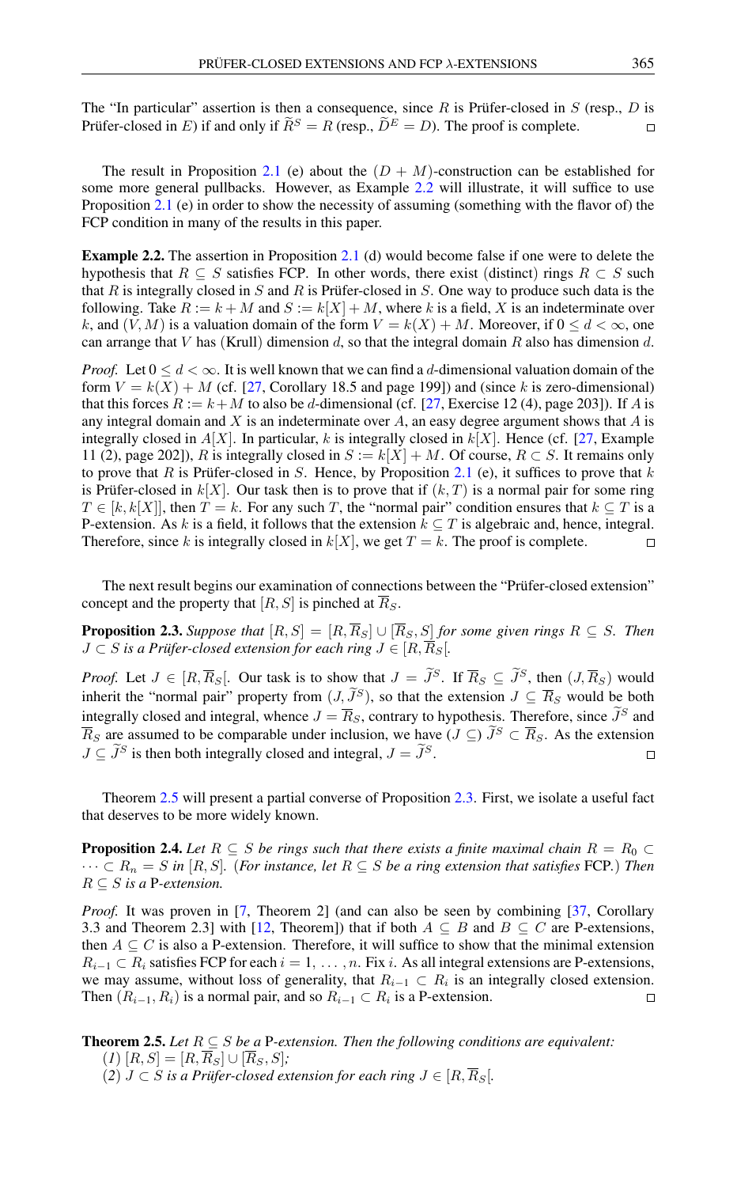The "In particular" assertion is then a consequence, since $R$ is Prüfer-closed in $S$ (resp., $D$ is Prüfer-closed in $E$) if and only if $\widetilde{R}^S = R$ (resp., $\widetilde{D}^E = D$). The proof is complete. $\square$

The result in Proposition 2.1 (e) about the $(D+M)$-construction can be established for some more general pullbacks. However, as Example 2.2 will illustrate, it will suffice to use Proposition 2.1 (e) in order to show the necessity of assuming (something with the flavor of) the FCP condition in many of the results in this paper.

**Example 2.2.** The assertion in Proposition 2.1 (d) would become false if one were to delete the hypothesis that $R \subseteq S$ satisfies FCP. In other words, there exist (distinct) rings $R \subset S$ such that $R$ is integrally closed in $S$ and $R$ is Prüfer-closed in $S$. One way to produce such data is the following. Take $R := k + M$ and $S := k[X] + M$, where $k$ is a field, $X$ is an indeterminate over $k$, and $(V, M)$ is a valuation domain of the form $V = k(X) + M$. Moreover, if $0 \leq d < \infty$, one can arrange that $V$ has (Krull) dimension $d$, so that the integral domain $R$ also has dimension $d$.

*Proof.* Let $0 \leq d < \infty$. It is well known that we can find a $d$-dimensional valuation domain of the form $V = k(X) + M$ (cf. [27, Corollary 18.5 and page 199]) and (since $k$ is zero-dimensional) that this forces $R := k + M$ to also be $d$-dimensional (cf. [27, Exercise 12 (4), page 203]). If $A$ is any integral domain and $X$ is an indeterminate over $A$, an easy degree argument shows that $A$ is integrally closed in $A[X]$. In particular, $k$ is integrally closed in $k[X]$. Hence (cf. [27, Example 11 (2), page 202]), $R$ is integrally closed in $S := k[X] + M$. Of course, $R \subset S$. It remains only to prove that $R$ is Prüfer-closed in $S$. Hence, by Proposition 2.1 (e), it suffices to prove that $k$ is Prüfer-closed in $k[X]$. Our task then is to prove that if $(k, T)$ is a normal pair for some ring $T \in [k, k[X]]$, then $T = k$. For any such $T$, the "normal pair" condition ensures that $k \subseteq T$ is a P-extension. As $k$ is a field, it follows that the extension $k \subseteq T$ is algebraic and, hence, integral. Therefore, since $k$ is integrally closed in $k[X]$, we get $T = k$. The proof is complete. $\square$

The next result begins our examination of connections between the "Prüfer-closed extension" concept and the property that $[R, S]$ is pinched at $\overline{R}_S$.

**Proposition 2.3.** *Suppose that $[R, S] = [R, \overline{R}_S] \cup [\overline{R}_S, S]$ for some given rings $R \subseteq S$. Then $J \subset S$ is a Prüfer-closed extension for each ring $J \in [R, \overline{R}_S[$.*

*Proof.* Let $J \in [R, \overline{R}_S[$. Our task is to show that $J = \widetilde{J}^S$. If $\overline{R}_S \subseteq \widetilde{J}^S$, then $(J, \overline{R}_S)$ would inherit the "normal pair" property from $(J, \widetilde{J}^S)$, so that the extension $J \subseteq \overline{R}_S$ would be both integrally closed and integral, whence $J = \overline{R}_S$, contrary to hypothesis. Therefore, since $\widetilde{J}^S$ and $\overline{R}_S$ are assumed to be comparable under inclusion, we have $(J \subseteq)\ \widetilde{J}^S \subset \overline{R}_S$. As the extension $J \subseteq \widetilde{J}^S$ is then both integrally closed and integral, $J = \widetilde{J}^S$. $\square$

Theorem 2.5 will present a partial converse of Proposition 2.3. First, we isolate a useful fact that deserves to be more widely known.

**Proposition 2.4.** *Let $R \subseteq S$ be rings such that there exists a finite maximal chain $R = R_0 \subset \cdots \subset R_n = S$ in $[R, S]$. (For instance, let $R \subseteq S$ be a ring extension that satisfies FCP.) Then $R \subseteq S$ is a P-extension.*

*Proof.* It was proven in [7, Theorem 2] (and can also be seen by combining [37, Corollary 3.3 and Theorem 2.3] with [12, Theorem]) that if both $A \subseteq B$ and $B \subseteq C$ are P-extensions, then $A \subseteq C$ is also a P-extension. Therefore, it will suffice to show that the minimal extension $R_{i-1} \subset R_i$ satisfies FCP for each $i = 1, \ldots, n$. Fix $i$. As all integral extensions are P-extensions, we may assume, without loss of generality, that $R_{i-1} \subset R_i$ is an integrally closed extension. Then $(R_{i-1}, R_i)$ is a normal pair, and so $R_{i-1} \subset R_i$ is a P-extension. $\square$

**Theorem 2.5.** *Let $R \subseteq S$ be a P-extension. Then the following conditions are equivalent:*

(1) $[R, S] = [R, \overline{R}_S] \cup [\overline{R}_S, S]$;

(2) *$J \subset S$ is a Prüfer-closed extension for each ring $J \in [R, \overline{R}_S[$.*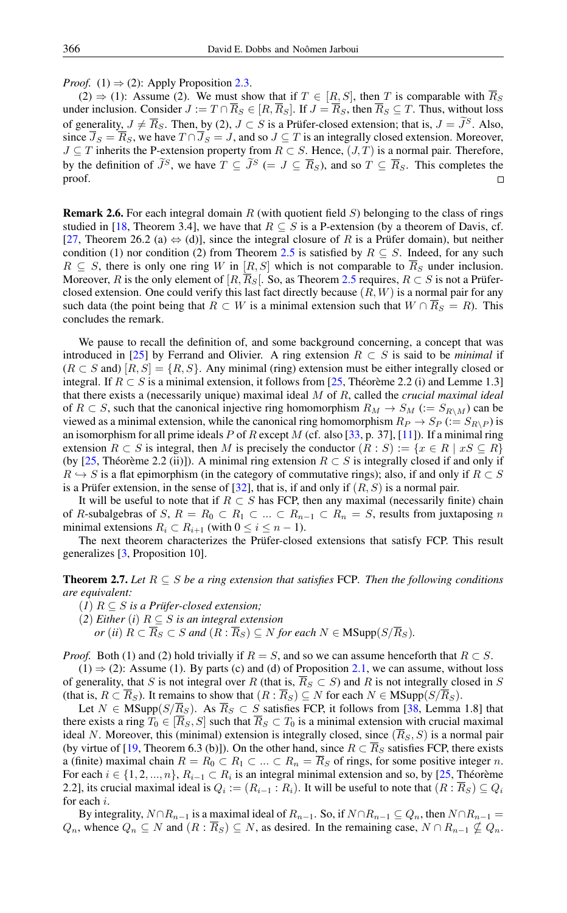*Proof.* (1) ⇒ (2): Apply Proposition 2.3.

(2) ⇒ (1): Assume (2). We must show that if $T \in [R, S]$, then $T$ is comparable with $\overline{R}_S$ under inclusion. Consider $J := T \cap \overline{R}_S \in [R, \overline{R}_S]$. If $J = \overline{R}_S$, then $\overline{R}_S \subseteq T$. Thus, without loss of generality, $J \neq \overline{R}_S$. Then, by (2), $J \subset S$ is a Prüfer-closed extension; that is, $J = \widetilde{J}^S$. Also, since $\overline{J}_S = \overline{R}_S$, we have $T \cap \overline{J}_S = J$, and so $J \subseteq T$ is an integrally closed extension. Moreover, $J \subseteq T$ inherits the P-extension property from $R \subset S$. Hence, $(J, T)$ is a normal pair. Therefore, by the definition of $\widetilde{J}^S$, we have $T \subseteq \widetilde{J}^S$ (= $J \subseteq \overline{R}_S$), and so $T \subseteq \overline{R}_S$. This completes the proof. □

**Remark 2.6.** For each integral domain $R$ (with quotient field $S$) belonging to the class of rings studied in [18, Theorem 3.4], we have that $R \subseteq S$ is a P-extension (by a theorem of Davis, cf. [27, Theorem 26.2 (a) ⇔ (d)], since the integral closure of $R$ is a Prüfer domain), but neither condition (1) nor condition (2) from Theorem 2.5 is satisfied by $R \subseteq S$. Indeed, for any such $R \subseteq S$, there is only one ring $W$ in $[R, S]$ which is not comparable to $\overline{R}_S$ under inclusion. Moreover, $R$ is the only element of $[R, \overline{R}_S[$. So, as Theorem 2.5 requires, $R \subset S$ is not a Prüfer-closed extension. One could verify this last fact directly because $(R, W)$ is a normal pair for any such data (the point being that $R \subset W$ is a minimal extension such that $W \cap \overline{R}_S = R$). This concludes the remark.

We pause to recall the definition of, and some background concerning, a concept that was introduced in [25] by Ferrand and Olivier. A ring extension $R \subset S$ is said to be *minimal* if ($R \subset S$ and) $[R, S] = \{R, S\}$. Any minimal (ring) extension must be either integrally closed or integral. If $R \subset S$ is a minimal extension, it follows from [25, Théorème 2.2 (i) and Lemme 1.3] that there exists a (necessarily unique) maximal ideal $M$ of $R$, called the *crucial maximal ideal* of $R \subset S$, such that the canonical injective ring homomorphism $R_M \to S_M$ ($:= S_{R \setminus M}$) can be viewed as a minimal extension, while the canonical ring homomorphism $R_P \to S_P$ ($:= S_{R \setminus P}$) is an isomorphism for all prime ideals $P$ of $R$ except $M$ (cf. also [33, p. 37], [11]). If a minimal ring extension $R \subset S$ is integral, then $M$ is precisely the conductor $(R : S) := \{x \in R \mid xS \subseteq R\}$ (by [25, Théorème 2.2 (ii)]). A minimal ring extension $R \subset S$ is integrally closed if and only if $R \hookrightarrow S$ is a flat epimorphism (in the category of commutative rings); also, if and only if $R \subset S$ is a Prüfer extension, in the sense of [32], that is, if and only if $(R, S)$ is a normal pair.

It will be useful to note that if $R \subset S$ has FCP, then any maximal (necessarily finite) chain of $R$-subalgebras of $S$, $R = R_0 \subset R_1 \subset ... \subset R_{n-1} \subset R_n = S$, results from juxtaposing $n$ minimal extensions $R_i \subset R_{i+1}$ (with $0 \le i \le n-1$).

The next theorem characterizes the Prüfer-closed extensions that satisfy FCP. This result generalizes [3, Proposition 10].

**Theorem 2.7.** *Let $R \subseteq S$ be a ring extension that satisfies* FCP*. Then the following conditions are equivalent:*

(*1*) *$R \subseteq S$ is a Prüfer-closed extension;*

(*2*) *Either* (*i*) *$R \subseteq S$ is an integral extension*
*or* (*ii*) *$R \subset \overline{R}_S \subset S$ and $(R : \overline{R}_S) \subseteq N$ for each $N \in \mathrm{MSupp}(S/\overline{R}_S)$.*

*Proof.* Both (1) and (2) hold trivially if $R = S$, and so we can assume henceforth that $R \subset S$.

(1) ⇒ (2): Assume (1). By parts (c) and (d) of Proposition 2.1, we can assume, without loss of generality, that $S$ is not integral over $R$ (that is, $\overline{R}_S \subset S$) and $R$ is not integrally closed in $S$ (that is, $R \subset \overline{R}_S$). It remains to show that $(R : \overline{R}_S) \subseteq N$ for each $N \in \mathrm{MSupp}(S/\overline{R}_S)$.

Let $N \in \mathrm{MSupp}(S/\overline{R}_S)$. As $\overline{R}_S \subset S$ satisfies FCP, it follows from [38, Lemma 1.8] that there exists a ring $T_0 \in [\overline{R}_S, S]$ such that $\overline{R}_S \subset T_0$ is a minimal extension with crucial maximal ideal $N$. Moreover, this (minimal) extension is integrally closed, since $(\overline{R}_S, S)$ is a normal pair (by virtue of [19, Theorem 6.3 (b)]). On the other hand, since $R \subset \overline{R}_S$ satisfies FCP, there exists a (finite) maximal chain $R = R_0 \subset R_1 \subset ... \subset R_n = \overline{R}_S$ of rings, for some positive integer $n$. For each $i \in \{1, 2, ..., n\}$, $R_{i-1} \subset R_i$ is an integral minimal extension and so, by [25, Théorème 2.2], its crucial maximal ideal is $Q_i := (R_{i-1} : R_i)$. It will be useful to note that $(R : \overline{R}_S) \subseteq Q_i$ for each $i$.

By integrality, $N \cap R_{n-1}$ is a maximal ideal of $R_{n-1}$. So, if $N \cap R_{n-1} \subseteq Q_n$, then $N \cap R_{n-1} = Q_n$, whence $Q_n \subseteq N$ and $(R : \overline{R}_S) \subseteq N$, as desired. In the remaining case, $N \cap R_{n-1} \not\subseteq Q_n$.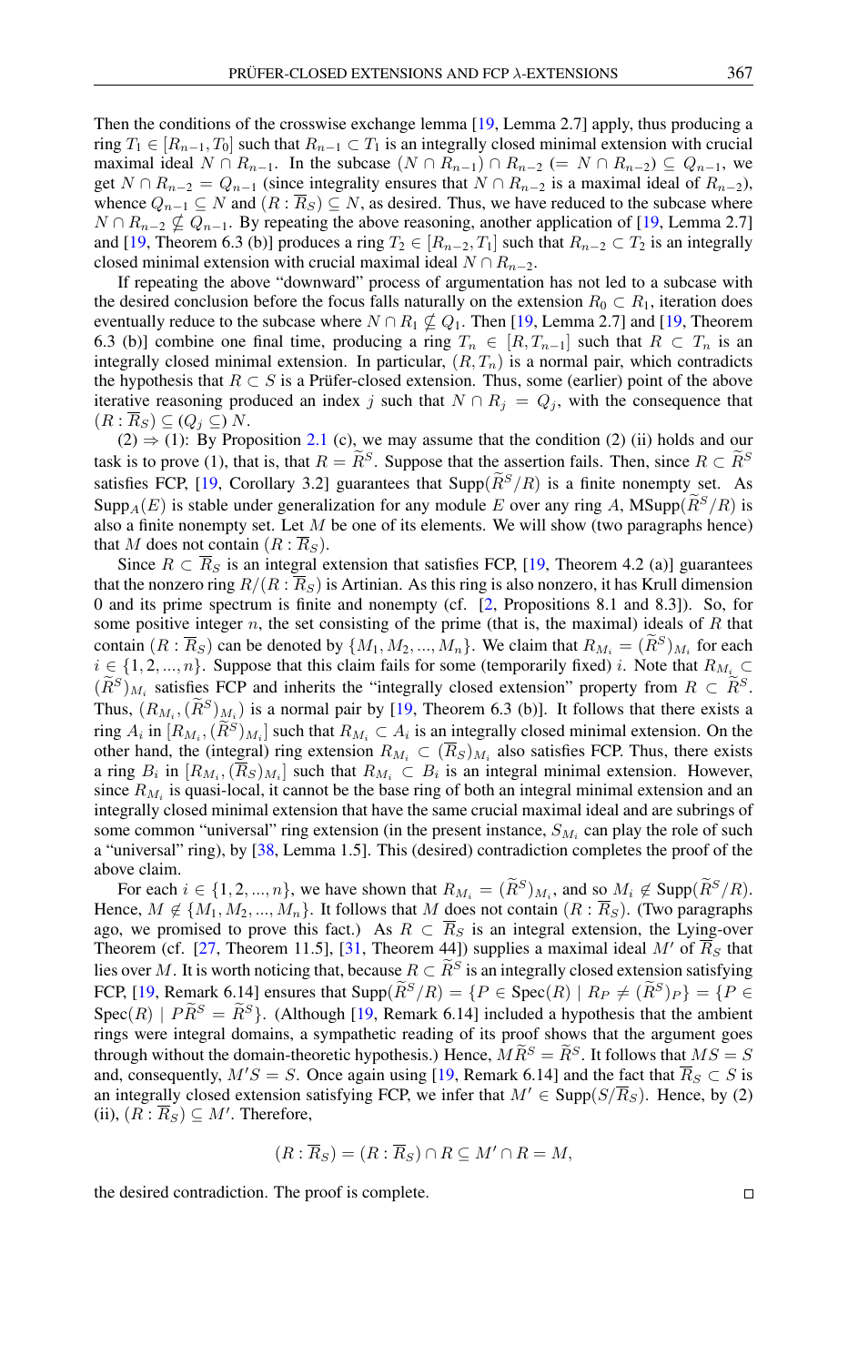Then the conditions of the crosswise exchange lemma [19, Lemma 2.7] apply, thus producing a ring $T_1 \in [R_{n-1}, T_0]$ such that $R_{n-1} \subset T_1$ is an integrally closed minimal extension with crucial maximal ideal $N \cap R_{n-1}$. In the subcase $(N \cap R_{n-1}) \cap R_{n-2}$ $(= N \cap R_{n-2}) \subseteq Q_{n-1}$, we get $N \cap R_{n-2} = Q_{n-1}$ (since integrality ensures that $N \cap R_{n-2}$ is a maximal ideal of $R_{n-2}$), whence $Q_{n-1} \subseteq N$ and $(R : \overline{R}_S) \subseteq N$, as desired. Thus, we have reduced to the subcase where $N \cap R_{n-2} \nsubseteq Q_{n-1}$. By repeating the above reasoning, another application of [19, Lemma 2.7] and [19, Theorem 6.3 (b)] produces a ring $T_2 \in [R_{n-2}, T_1]$ such that $R_{n-2} \subset T_2$ is an integrally closed minimal extension with crucial maximal ideal $N \cap R_{n-2}$.

If repeating the above "downward" process of argumentation has not led to a subcase with the desired conclusion before the focus falls naturally on the extension $R_0 \subset R_1$, iteration does eventually reduce to the subcase where $N \cap R_1 \nsubseteq Q_1$. Then [19, Lemma 2.7] and [19, Theorem 6.3 (b)] combine one final time, producing a ring $T_n \in [R, T_{n-1}]$ such that $R \subset T_n$ is an integrally closed minimal extension. In particular, $(R, T_n)$ is a normal pair, which contradicts the hypothesis that $R \subset S$ is a Prüfer-closed extension. Thus, some (earlier) point of the above iterative reasoning produced an index $j$ such that $N \cap R_j = Q_j$, with the consequence that $(R : \overline{R}_S) \subseteq (Q_j \subseteq) N$.

(2) $\Rightarrow$ (1): By Proposition 2.1 (c), we may assume that the condition (2) (ii) holds and our task is to prove (1), that is, that $R = \widetilde{R}^S$. Suppose that the assertion fails. Then, since $R \subset \widetilde{R}^S$ satisfies FCP, [19, Corollary 3.2] guarantees that $\mathrm{Supp}(\widetilde{R}^S/R)$ is a finite nonempty set. As $\mathrm{Supp}_A(E)$ is stable under generalization for any module $E$ over any ring $A$, $\mathrm{MSupp}(\widetilde{R}^S/R)$ is also a finite nonempty set. Let $M$ be one of its elements. We will show (two paragraphs hence) that $M$ does not contain $(R : \overline{R}_S)$.

Since $R \subset \overline{R}_S$ is an integral extension that satisfies FCP, [19, Theorem 4.2 (a)] guarantees that the nonzero ring $R/(R : \overline{R}_S)$ is Artinian. As this ring is also nonzero, it has Krull dimension 0 and its prime spectrum is finite and nonempty (cf. [2, Propositions 8.1 and 8.3]). So, for some positive integer $n$, the set consisting of the prime (that is, the maximal) ideals of $R$ that contain $(R : \overline{R}_S)$ can be denoted by $\{M_1, M_2, ..., M_n\}$. We claim that $R_{M_i} = (\widetilde{R}^S)_{M_i}$ for each $i \in \{1, 2, ..., n\}$. Suppose that this claim fails for some (temporarily fixed) $i$. Note that $R_{M_i} \subset (\widetilde{R}^S)_{M_i}$ satisfies FCP and inherits the "integrally closed extension" property from $R \subset \widetilde{R}^S$. Thus, $(R_{M_i}, (\widetilde{R}^S)_{M_i})$ is a normal pair by [19, Theorem 6.3 (b)]. It follows that there exists a ring $A_i$ in $[R_{M_i}, (\widetilde{R}^S)_{M_i}]$ such that $R_{M_i} \subset A_i$ is an integrally closed minimal extension. On the other hand, the (integral) ring extension $R_{M_i} \subset (\overline{R}_S)_{M_i}$ also satisfies FCP. Thus, there exists a ring $B_i$ in $[R_{M_i}, (\overline{R}_S)_{M_i}]$ such that $R_{M_i} \subset B_i$ is an integral minimal extension. However, since $R_{M_i}$ is quasi-local, it cannot be the base ring of both an integral minimal extension and an integrally closed minimal extension that have the same crucial maximal ideal and are subrings of some common "universal" ring extension (in the present instance, $S_{M_i}$ can play the role of such a "universal" ring), by [38, Lemma 1.5]. This (desired) contradiction completes the proof of the above claim.

For each $i \in \{1, 2, ..., n\}$, we have shown that $R_{M_i} = (\widetilde{R}^S)_{M_i}$, and so $M_i \notin \mathrm{Supp}(\widetilde{R}^S/R)$. Hence, $M \notin \{M_1, M_2, ..., M_n\}$. It follows that $M$ does not contain $(R : \overline{R}_S)$. (Two paragraphs ago, we promised to prove this fact.) As $R \subset \overline{R}_S$ is an integral extension, the Lying-over Theorem (cf. [27, Theorem 11.5], [31, Theorem 44]) supplies a maximal ideal $M'$ of $\overline{R}_S$ that lies over $M$. It is worth noticing that, because $R \subset \widetilde{R}^S$ is an integrally closed extension satisfying FCP, [19, Remark 6.14] ensures that $\mathrm{Supp}(\widetilde{R}^S/R) = \{P \in \mathrm{Spec}(R) \mid R_P \neq (\widetilde{R}^S)_P\} = \{P \in \mathrm{Spec}(R) \mid P\widetilde{R}^S = \widetilde{R}^S\}$. (Although [19, Remark 6.14] included a hypothesis that the ambient rings were integral domains, a sympathetic reading of its proof shows that the argument goes through without the domain-theoretic hypothesis.) Hence, $M\widetilde{R}^S = \widetilde{R}^S$. It follows that $MS = S$ and, consequently, $M'S = S$. Once again using [19, Remark 6.14] and the fact that $\overline{R}_S \subset S$ is an integrally closed extension satisfying FCP, we infer that $M' \in \mathrm{Supp}(S/\overline{R}_S)$. Hence, by (2) (ii), $(R : \overline{R}_S) \subseteq M'$. Therefore,

$$(R : \overline{R}_S) = (R : \overline{R}_S) \cap R \subseteq M' \cap R = M,$$

the desired contradiction. The proof is complete. $\square$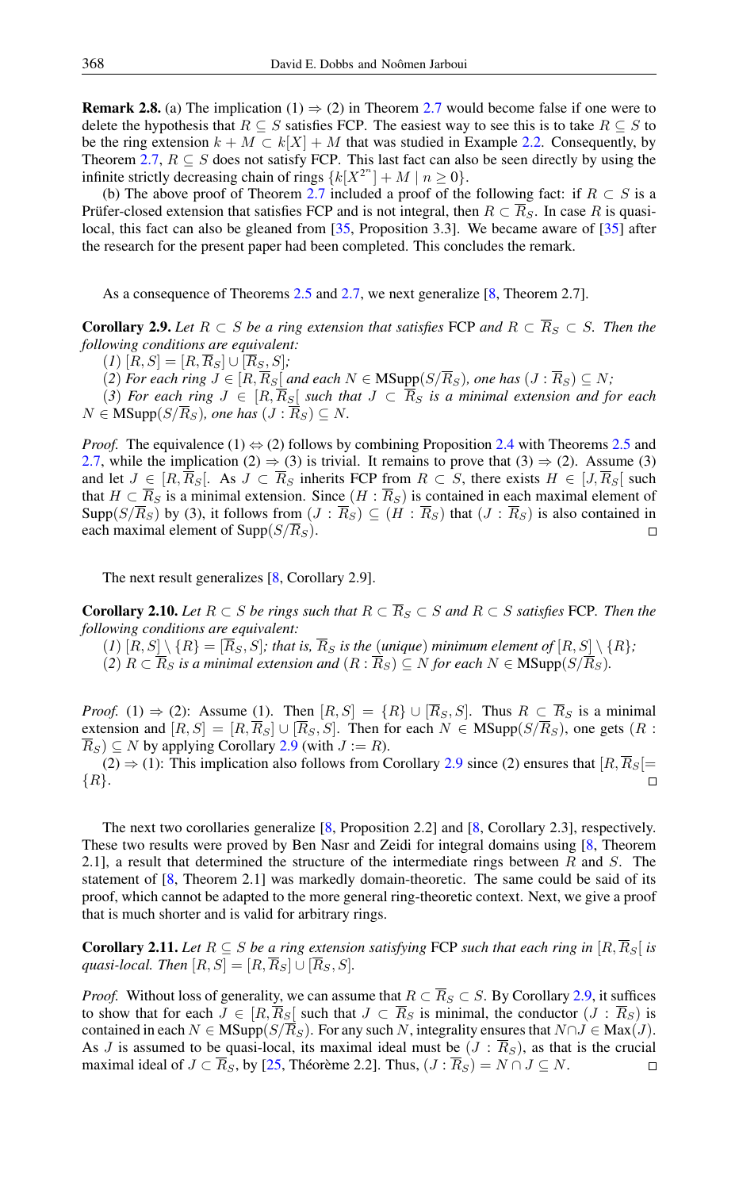**Remark 2.8.** (a) The implication (1) ⇒ (2) in Theorem 2.7 would become false if one were to delete the hypothesis that $R \subseteq S$ satisfies FCP. The easiest way to see this is to take $R \subseteq S$ to be the ring extension $k + M \subset k[X] + M$ that was studied in Example 2.2. Consequently, by Theorem 2.7, $R \subseteq S$ does not satisfy FCP. This last fact can also be seen directly by using the infinite strictly decreasing chain of rings $\{k[X^{2^n}] + M \mid n \geq 0\}$.

(b) The above proof of Theorem 2.7 included a proof of the following fact: if $R \subset S$ is a Prüfer-closed extension that satisfies FCP and is not integral, then $R \subset \overline{R}_S$. In case $R$ is quasi-local, this fact can also be gleaned from [35, Proposition 3.3]. We became aware of [35] after the research for the present paper had been completed. This concludes the remark.

As a consequence of Theorems 2.5 and 2.7, we next generalize [8, Theorem 2.7].

**Corollary 2.9.** *Let $R \subset S$ be a ring extension that satisfies* FCP *and $R \subset \overline{R}_S \subset S$. Then the following conditions are equivalent:*

*(1) $[R, S] = [R, \overline{R}_S] \cup [\overline{R}_S, S]$;*

*(2) For each ring $J \in [R, \overline{R}_S[$ and each $N \in \mathrm{MSupp}(S/\overline{R}_S)$, one has $(J : \overline{R}_S) \subseteq N$;*

*(3) For each ring $J \in [R, \overline{R}_S[$ such that $J \subset \overline{R}_S$ is a minimal extension and for each $N \in \mathrm{MSupp}(S/\overline{R}_S)$, one has $(J : \overline{R}_S) \subseteq N$.*

*Proof.* The equivalence (1) ⇔ (2) follows by combining Proposition 2.4 with Theorems 2.5 and 2.7, while the implication (2) ⇒ (3) is trivial. It remains to prove that (3) ⇒ (2). Assume (3) and let $J \in [R, \overline{R}_S[$. As $J \subset \overline{R}_S$ inherits FCP from $R \subset S$, there exists $H \in [J, \overline{R}_S[$ such that $H \subset \overline{R}_S$ is a minimal extension. Since $(H : \overline{R}_S)$ is contained in each maximal element of $\mathrm{Supp}(S/\overline{R}_S)$ by (3), it follows from $(J : \overline{R}_S) \subseteq (H : \overline{R}_S)$ that $(J : \overline{R}_S)$ is also contained in each maximal element of $\mathrm{Supp}(S/\overline{R}_S)$. □

The next result generalizes [8, Corollary 2.9].

**Corollary 2.10.** *Let $R \subset S$ be rings such that $R \subset \overline{R}_S \subset S$ and $R \subset S$ satisfies* FCP. *Then the following conditions are equivalent:*

*(1) $[R, S] \setminus \{R\} = [\overline{R}_S, S]$; that is, $\overline{R}_S$ is the (unique) minimum element of $[R, S] \setminus \{R\}$;*

*(2) $R \subset \overline{R}_S$ is a minimal extension and $(R : \overline{R}_S) \subseteq N$ for each $N \in \mathrm{MSupp}(S/\overline{R}_S)$.*

*Proof.* (1) ⇒ (2): Assume (1). Then $[R, S] = \{R\} \cup [\overline{R}_S, S]$. Thus $R \subset \overline{R}_S$ is a minimal extension and $[R, S] = [R, \overline{R}_S] \cup [\overline{R}_S, S]$. Then for each $N \in \mathrm{MSupp}(S/\overline{R}_S)$, one gets $(R : \overline{R}_S) \subseteq N$ by applying Corollary 2.9 (with $J := R$).

(2) ⇒ (1): This implication also follows from Corollary 2.9 since (2) ensures that $[R, \overline{R}_S[ = \{R\}$. □

The next two corollaries generalize [8, Proposition 2.2] and [8, Corollary 2.3], respectively. These two results were proved by Ben Nasr and Zeidi for integral domains using [8, Theorem 2.1], a result that determined the structure of the intermediate rings between $R$ and $S$. The statement of [8, Theorem 2.1] was markedly domain-theoretic. The same could be said of its proof, which cannot be adapted to the more general ring-theoretic context. Next, we give a proof that is much shorter and is valid for arbitrary rings.

**Corollary 2.11.** *Let $R \subseteq S$ be a ring extension satisfying* FCP *such that each ring in $[R, \overline{R}_S[$ is quasi-local. Then $[R, S] = [R, \overline{R}_S] \cup [\overline{R}_S, S]$.*

*Proof.* Without loss of generality, we can assume that $R \subset \overline{R}_S \subset S$. By Corollary 2.9, it suffices to show that for each $J \in [R, \overline{R}_S[$ such that $J \subset \overline{R}_S$ is minimal, the conductor $(J : \overline{R}_S)$ is contained in each $N \in \mathrm{MSupp}(S/\overline{R}_S)$. For any such $N$, integrality ensures that $N \cap J \in \mathrm{Max}(J)$. As $J$ is assumed to be quasi-local, its maximal ideal must be $(J : \overline{R}_S)$, as that is the crucial maximal ideal of $J \subset \overline{R}_S$, by [25, Théorème 2.2]. Thus, $(J : \overline{R}_S) = N \cap J \subseteq N$. □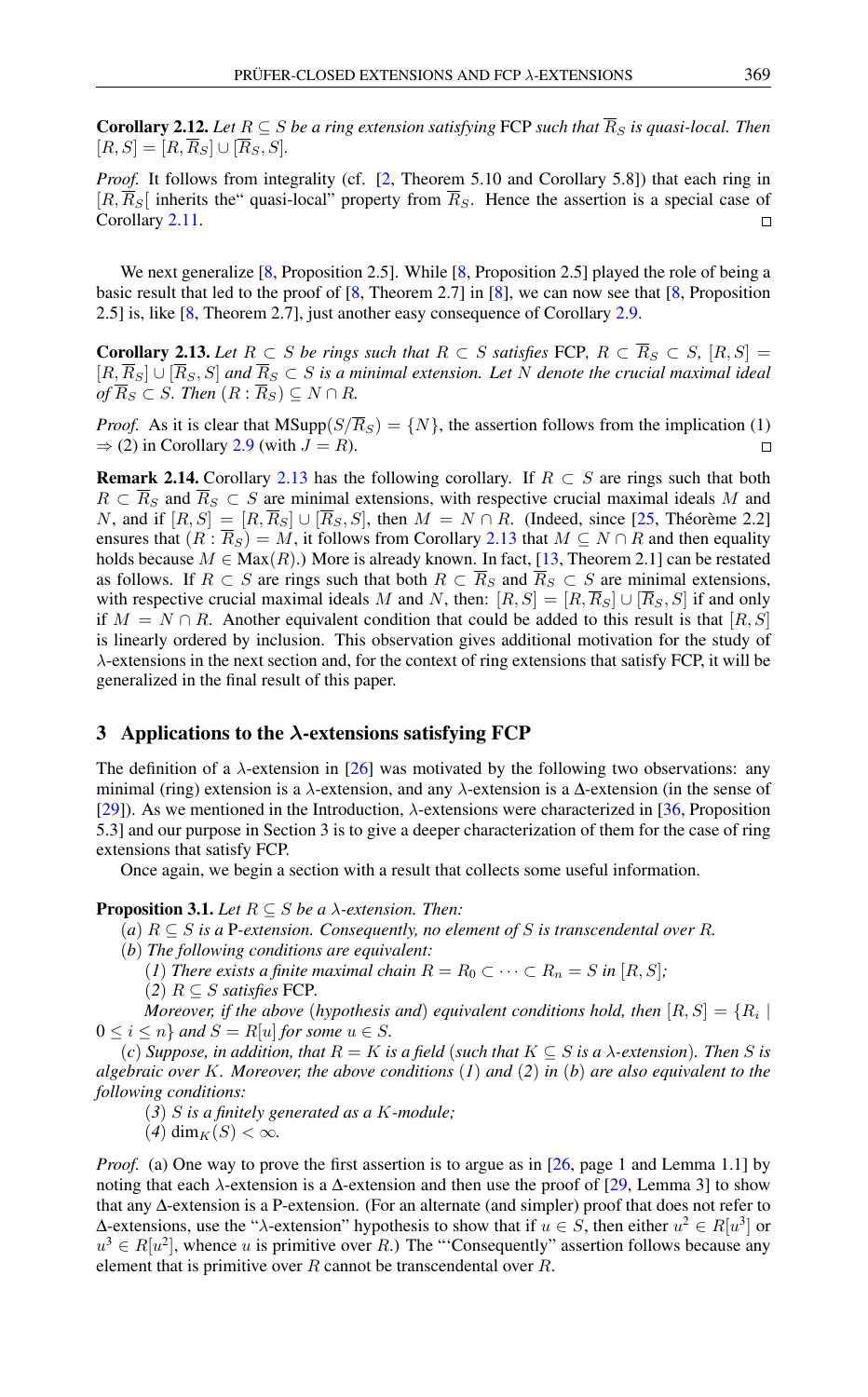**Corollary 2.12.** *Let $R \subseteq S$ be a ring extension satisfying* FCP *such that $\overline{R}_S$ is quasi-local. Then $[R, S] = [R, \overline{R}_S] \cup [\overline{R}_S, S]$.*

*Proof.* It follows from integrality (cf. [2, Theorem 5.10 and Corollary 5.8]) that each ring in $[R, \overline{R}_S[$ inherits the" quasi-local" property from $\overline{R}_S$. Hence the assertion is a special case of Corollary 2.11. □

We next generalize [8, Proposition 2.5]. While [8, Proposition 2.5] played the role of being a basic result that led to the proof of [8, Theorem 2.7] in [8], we can now see that [8, Proposition 2.5] is, like [8, Theorem 2.7], just another easy consequence of Corollary 2.9.

**Corollary 2.13.** *Let $R \subset S$ be rings such that $R \subset S$ satisfies* FCP*, $R \subset \overline{R}_S \subset S$, $[R, S] = [R, \overline{R}_S] \cup [\overline{R}_S, S]$ and $\overline{R}_S \subset S$ is a minimal extension. Let $N$ denote the crucial maximal ideal of $\overline{R}_S \subset S$. Then $(R : \overline{R}_S) \subseteq N \cap R$.*

*Proof.* As it is clear that $\mathrm{MSupp}(S/\overline{R}_S) = \{N\}$, the assertion follows from the implication (1) $\Rightarrow$ (2) in Corollary 2.9 (with $J = R$). □

**Remark 2.14.** Corollary 2.13 has the following corollary. If $R \subset S$ are rings such that both $R \subset \overline{R}_S$ and $\overline{R}_S \subset S$ are minimal extensions, with respective crucial maximal ideals $M$ and $N$, and if $[R, S] = [R, \overline{R}_S] \cup [\overline{R}_S, S]$, then $M = N \cap R$. (Indeed, since [25, Théorème 2.2] ensures that $(R : \overline{R}_S) = M$, it follows from Corollary 2.13 that $M \subseteq N \cap R$ and then equality holds because $M \in \mathrm{Max}(R)$.) More is already known. In fact, [13, Theorem 2.1] can be restated as follows. If $R \subset S$ are rings such that both $R \subset \overline{R}_S$ and $\overline{R}_S \subset S$ are minimal extensions, with respective crucial maximal ideals $M$ and $N$, then: $[R, S] = [R, \overline{R}_S] \cup [\overline{R}_S, S]$ if and only if $M = N \cap R$. Another equivalent condition that could be added to this result is that $[R, S]$ is linearly ordered by inclusion. This observation gives additional motivation for the study of $\lambda$-extensions in the next section and, for the context of ring extensions that satisfy FCP, it will be generalized in the final result of this paper.

## 3 Applications to the $\lambda$-extensions satisfying FCP

The definition of a $\lambda$-extension in [26] was motivated by the following two observations: any minimal (ring) extension is a $\lambda$-extension, and any $\lambda$-extension is a $\Delta$-extension (in the sense of [29]). As we mentioned in the Introduction, $\lambda$-extensions were characterized in [36, Proposition 5.3] and our purpose in Section 3 is to give a deeper characterization of them for the case of ring extensions that satisfy FCP.

Once again, we begin a section with a result that collects some useful information.

**Proposition 3.1.** *Let $R \subseteq S$ be a $\lambda$-extension. Then:*

(*a*) *$R \subseteq S$ is a* P*-extension. Consequently, no element of $S$ is transcendental over $R$.*

(*b*) *The following conditions are equivalent:*

(*1*) *There exists a finite maximal chain $R = R_0 \subset \cdots \subset R_n = S$ in $[R, S]$;*

(*2*) *$R \subseteq S$ satisfies* FCP*.*

*Moreover, if the above* (*hypothesis and*) *equivalent conditions hold, then $[R, S] = \{R_i \mid 0 \leq i \leq n\}$ and $S = R[u]$ for some $u \in S$.*

(*c*) *Suppose, in addition, that $R = K$ is a field* (*such that $K \subseteq S$ is a $\lambda$-extension*)*. Then $S$ is algebraic over $K$. Moreover, the above conditions* (*1*) *and* (*2*) *in* (*b*) *are also equivalent to the following conditions:*

(*3*) *$S$ is a finitely generated as a $K$-module;*

(*4*) *$\dim_K(S) < \infty$.*

*Proof.* (a) One way to prove the first assertion is to argue as in [26, page 1 and Lemma 1.1] by noting that each $\lambda$-extension is a $\Delta$-extension and then use the proof of [29, Lemma 3] to show that any $\Delta$-extension is a P-extension. (For an alternate (and simpler) proof that does not refer to $\Delta$-extensions, use the "$\lambda$-extension" hypothesis to show that if $u \in S$, then either $u^2 \in R[u^3]$ or $u^3 \in R[u^2]$, whence $u$ is primitive over $R$.) The "'Consequently" assertion follows because any element that is primitive over $R$ cannot be transcendental over $R$.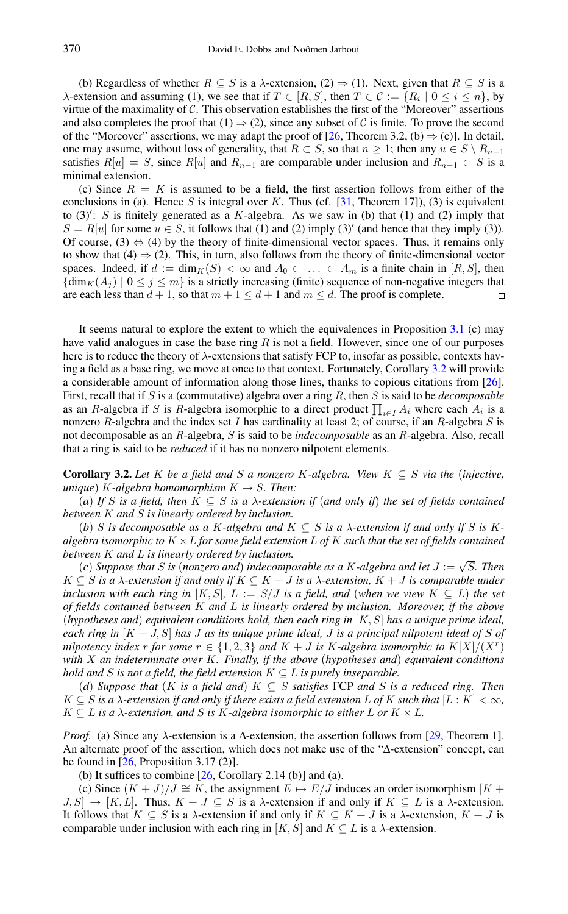(b) Regardless of whether $R \subseteq S$ is a $\lambda$-extension, (2) $\Rightarrow$ (1). Next, given that $R \subseteq S$ is a $\lambda$-extension and assuming (1), we see that if $T \in [R, S]$, then $T \in \mathcal{C} := \{R_i \mid 0 \le i \le n\}$, by virtue of the maximality of $\mathcal{C}$. This observation establishes the first of the "Moreover" assertions and also completes the proof that (1) $\Rightarrow$ (2), since any subset of $\mathcal{C}$ is finite. To prove the second of the "Moreover" assertions, we may adapt the proof of [26, Theorem 3.2, (b) $\Rightarrow$ (c)]. In detail, one may assume, without loss of generality, that $R \subset S$, so that $n \ge 1$; then any $u \in S \setminus R_{n-1}$ satisfies $R[u] = S$, since $R[u]$ and $R_{n-1}$ are comparable under inclusion and $R_{n-1} \subset S$ is a minimal extension.

(c) Since $R = K$ is assumed to be a field, the first assertion follows from either of the conclusions in (a). Hence $S$ is integral over $K$. Thus (cf. [31, Theorem 17]), (3) is equivalent to (3)$'$: $S$ is finitely generated as a $K$-algebra. As we saw in (b) that (1) and (2) imply that $S = R[u]$ for some $u \in S$, it follows that (1) and (2) imply (3)$'$ (and hence that they imply (3)). Of course, (3) $\Leftrightarrow$ (4) by the theory of finite-dimensional vector spaces. Thus, it remains only to show that (4) $\Rightarrow$ (2). This, in turn, also follows from the theory of finite-dimensional vector spaces. Indeed, if $d := \dim_K(S) < \infty$ and $A_0 \subset \ldots \subset A_m$ is a finite chain in $[R, S]$, then $\{\dim_K(A_j) \mid 0 \le j \le m\}$ is a strictly increasing (finite) sequence of non-negative integers that are each less than $d + 1$, so that $m + 1 \le d + 1$ and $m \le d$. The proof is complete. ∎

It seems natural to explore the extent to which the equivalences in Proposition 3.1 (c) may have valid analogues in case the base ring $R$ is not a field. However, since one of our purposes here is to reduce the theory of $\lambda$-extensions that satisfy FCP to, insofar as possible, contexts having a field as a base ring, we move at once to that context. Fortunately, Corollary 3.2 will provide a considerable amount of information along those lines, thanks to copious citations from [26]. First, recall that if $S$ is a (commutative) algebra over a ring $R$, then $S$ is said to be *decomposable* as an $R$-algebra if $S$ is $R$-algebra isomorphic to a direct product $\prod_{i \in I} A_i$ where each $A_i$ is a nonzero $R$-algebra and the index set $I$ has cardinality at least 2; of course, if an $R$-algebra $S$ is not decomposable as an $R$-algebra, $S$ is said to be *indecomposable* as an $R$-algebra. Also, recall that a ring is said to be *reduced* if it has no nonzero nilpotent elements.

**Corollary 3.2.** *Let $K$ be a field and $S$ a nonzero $K$-algebra. View $K \subseteq S$ via the (injective, unique) $K$-algebra homomorphism $K \to S$. Then:*

*(a) If $S$ is a field, then $K \subseteq S$ is a $\lambda$-extension if (and only if) the set of fields contained between $K$ and $S$ is linearly ordered by inclusion.*

*(b) $S$ is decomposable as a $K$-algebra and $K \subseteq S$ is a $\lambda$-extension if and only if $S$ is $K$-algebra isomorphic to $K \times L$ for some field extension $L$ of $K$ such that the set of fields contained between $K$ and $L$ is linearly ordered by inclusion.*

*(c) Suppose that $S$ is (nonzero and) indecomposable as a $K$-algebra and let $J := \sqrt{S}$. Then $K \subseteq S$ is a $\lambda$-extension if and only if $K \subseteq K + J$ is a $\lambda$-extension, $K + J$ is comparable under inclusion with each ring in $[K, S]$, $L := S/J$ is a field, and (when we view $K \subseteq L$) the set of fields contained between $K$ and $L$ is linearly ordered by inclusion. Moreover, if the above (hypotheses and) equivalent conditions hold, then each ring in $[K, S]$ has a unique prime ideal, each ring in $[K + J, S]$ has $J$ as its unique prime ideal, $J$ is a principal nilpotent ideal of $S$ of nilpotency index $r$ for some $r \in \{1, 2, 3\}$ and $K + J$ is $K$-algebra isomorphic to $K[X]/(X^r)$ with $X$ an indeterminate over $K$. Finally, if the above (hypotheses and) equivalent conditions hold and $S$ is not a field, the field extension $K \subseteq L$ is purely inseparable.*

*(d) Suppose that ($K$ is a field and) $K \subseteq S$ satisfies* FCP *and $S$ is a reduced ring. Then $K \subseteq S$ is a $\lambda$-extension if and only if there exists a field extension $L$ of $K$ such that $[L : K] < \infty$, $K \subseteq L$ is a $\lambda$-extension, and $S$ is $K$-algebra isomorphic to either $L$ or $K \times L$.*

*Proof.* (a) Since any $\lambda$-extension is a $\Delta$-extension, the assertion follows from [29, Theorem 1]. An alternate proof of the assertion, which does not make use of the "$\Delta$-extension" concept, can be found in [26, Proposition 3.17 (2)].

(b) It suffices to combine [26, Corollary 2.14 (b)] and (a).

(c) Since $(K + J)/J \cong K$, the assignment $E \mapsto E/J$ induces an order isomorphism $[K + J, S] \to [K, L]$. Thus, $K + J \subseteq S$ is a $\lambda$-extension if and only if $K \subseteq L$ is a $\lambda$-extension. It follows that $K \subseteq S$ is a $\lambda$-extension if and only if $K \subseteq K + J$ is a $\lambda$-extension, $K + J$ is comparable under inclusion with each ring in $[K, S]$ and $K \subseteq L$ is a $\lambda$-extension.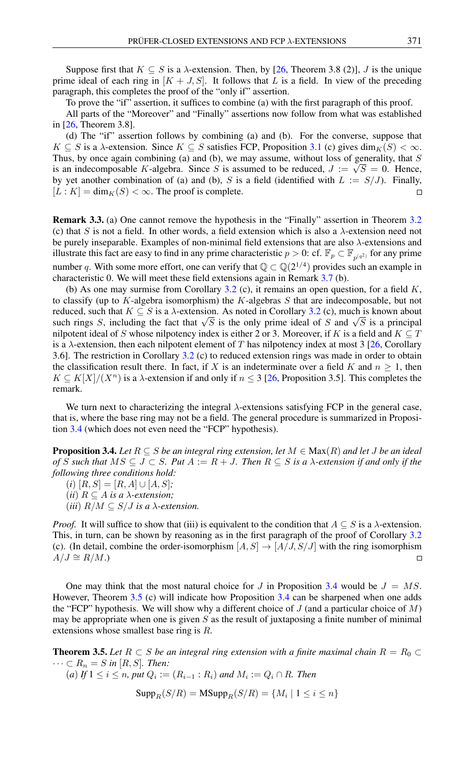Suppose first that $K \subseteq S$ is a $\lambda$-extension. Then, by [26, Theorem 3.8 (2)], $J$ is the unique prime ideal of each ring in $[K + J, S]$. It follows that $L$ is a field. In view of the preceding paragraph, this completes the proof of the "only if" assertion.

To prove the "if" assertion, it suffices to combine (a) with the first paragraph of this proof.

All parts of the "Moreover" and "Finally" assertions now follow from what was established in [26, Theorem 3.8].

(d) The "if" assertion follows by combining (a) and (b). For the converse, suppose that $K \subseteq S$ is a $\lambda$-extension. Since $K \subseteq S$ satisfies FCP, Proposition 3.1 (c) gives $\dim_K(S) < \infty$. Thus, by once again combining (a) and (b), we may assume, without loss of generality, that $S$ is an indecomposable $K$-algebra. Since $S$ is assumed to be reduced, $J := \sqrt{S} = 0$. Hence, by yet another combination of (a) and (b), $S$ is a field (identified with $L := S/J$). Finally, $[L : K] = \dim_K(S) < \infty$. The proof is complete. □

**Remark 3.3.** (a) One cannot remove the hypothesis in the "Finally" assertion in Theorem 3.2 (c) that $S$ is not a field. In other words, a field extension which is also a $\lambda$-extension need not be purely inseparable. Examples of non-minimal field extensions that are also $\lambda$-extensions and illustrate this fact are easy to find in any prime characteristic $p > 0$: cf. $\mathbb{F}_p \subset \mathbb{F}_{p^{(q^2)}}$ for any prime number $q$. With some more effort, one can verify that $\mathbb{Q} \subset \mathbb{Q}(2^{1/4})$ provides such an example in characteristic 0. We will meet these field extensions again in Remark 3.7 (b).

(b) As one may surmise from Corollary 3.2 (c), it remains an open question, for a field $K$, to classify (up to $K$-algebra isomorphism) the $K$-algebras $S$ that are indecomposable, but not reduced, such that $K \subseteq S$ is a $\lambda$-extension. As noted in Corollary 3.2 (c), much is known about such rings $S$, including the fact that $\sqrt{S}$ is the only prime ideal of $S$ and $\sqrt{S}$ is a principal nilpotent ideal of $S$ whose nilpotency index is either 2 or 3. Moreover, if $K$ is a field and $K \subseteq T$ is a $\lambda$-extension, then each nilpotent element of $T$ has nilpotency index at most 3 [26, Corollary 3.6]. The restriction in Corollary 3.2 (c) to reduced extension rings was made in order to obtain the classification result there. In fact, if $X$ is an indeterminate over a field $K$ and $n \geq 1$, then $K \subseteq K[X]/(X^n)$ is a $\lambda$-extension if and only if $n \leq 3$ [26, Proposition 3.5]. This completes the remark.

We turn next to characterizing the integral $\lambda$-extensions satisfying FCP in the general case, that is, where the base ring may not be a field. The general procedure is summarized in Proposition 3.4 (which does not even need the "FCP" hypothesis).

**Proposition 3.4.** *Let $R \subseteq S$ be an integral ring extension, let $M \in \mathrm{Max}(R)$ and let $J$ be an ideal of $S$ such that $MS \subseteq J \subset S$. Put $A := R + J$. Then $R \subseteq S$ is a $\lambda$-extension if and only if the following three conditions hold:*

(*i*) $[R, S] = [R, A] \cup [A, S]$*;*

(*ii*) *$R \subseteq A$ is a $\lambda$-extension;*

(*iii*) *$R/M \subseteq S/J$ is a $\lambda$-extension.*

*Proof.* It will suffice to show that (iii) is equivalent to the condition that $A \subseteq S$ is a $\lambda$-extension. This, in turn, can be shown by reasoning as in the first paragraph of the proof of Corollary 3.2 (c). (In detail, combine the order-isomorphism $[A, S] \to [A/J, S/J]$ with the ring isomorphism $A/J \cong R/M$.) □

One may think that the most natural choice for $J$ in Proposition 3.4 would be $J = MS$. However, Theorem 3.5 (c) will indicate how Proposition 3.4 can be sharpened when one adds the "FCP" hypothesis. We will show why a different choice of $J$ (and a particular choice of $M$) may be appropriate when one is given $S$ as the result of juxtaposing a finite number of minimal extensions whose smallest base ring is $R$.

**Theorem 3.5.** *Let $R \subset S$ be an integral ring extension with a finite maximal chain $R = R_0 \subset \cdots \subset R_n = S$ in $[R, S]$. Then:*

(*a*) *If $1 \leq i \leq n$, put $Q_i := (R_{i-1} : R_i)$ and $M_i := Q_i \cap R$. Then*

$$\mathrm{Supp}_R(S/R) = \mathrm{MSupp}_R(S/R) = \{M_i \mid 1 \leq i \leq n\}$$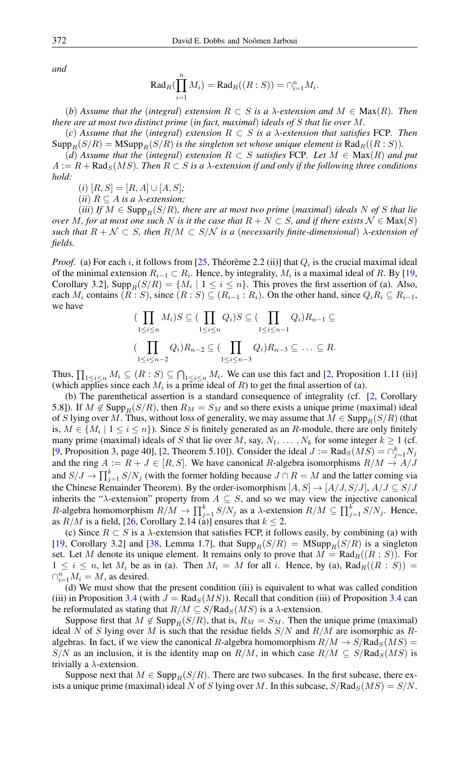*and*

$$\mathrm{Rad}_R(\prod_{i=1}^n M_i) = \mathrm{Rad}_R((R:S)) = \cap_{i=1}^n M_i.$$

(*b*) *Assume that the* (*integral*) *extension* $R \subset S$ *is a* $\lambda$*-extension and* $M \in \mathrm{Max}(R)$*. Then there are at most two distinct prime* (*in fact, maximal*) *ideals of* $S$ *that lie over* $M$*.*

(*c*) *Assume that the* (*integral*) *extension* $R \subset S$ *is a* $\lambda$*-extension that satisfies* FCP*. Then* $\mathrm{Supp}_R(S/R) = \mathrm{MSupp}_R(S/R)$ *is the singleton set whose unique element is* $\mathrm{Rad}_R((R:S))$*.*

(*d*) *Assume that the* (*integral*) *extension* $R \subset S$ *satisfies* FCP*. Let* $M \in \mathrm{Max}(R)$ *and put* $A := R + \mathrm{Rad}_S(MS)$*. Then* $R \subset S$ *is a* $\lambda$*-extension if and only if the following three conditions hold:*

(*i*) $[R,S] = [R,A] \cup [A,S]$*;*

(*ii*) $R \subseteq A$ *is a* $\lambda$*-extension;*

(*iii*) *If* $M \in \mathrm{Supp}_R(S/R)$*, there are at most two prime* (*maximal*) *ideals* $N$ *of* $S$ *that lie over* $M$*, for at most one such* $N$ *is it the case that* $R + N \subset S$*, and if there exists* $\mathcal{N} \in \mathrm{Max}(S)$ *such that* $R + \mathcal{N} \subset S$*, then* $R/M \subset S/\mathcal{N}$ *is a* (*necessarily finite-dimensional*) $\lambda$*-extension of fields.*

*Proof.* (a) For each $i$, it follows from [25, Théorème 2.2 (ii)] that $Q_i$ is the crucial maximal ideal of the minimal extension $R_{i-1} \subset R_i$. Hence, by integrality, $M_i$ is a maximal ideal of $R$. By [19, Corollary 3.2], $\mathrm{Supp}_R(S/R) = \{M_i \mid 1 \leq i \leq n\}$. This proves the first assertion of (a). Also, each $M_i$ contains $(R:S)$, since $(R:S) \subseteq (R_{i-1}:R_i)$. On the other hand, since $Q_i R_i \subseteq R_{i-1}$, we have

$$(\prod_{1\leq i\leq n} M_i)S \subseteq (\prod_{1\leq i\leq n} Q_i)S \subseteq (\prod_{1\leq i\leq n-1} Q_i)R_{n-1} \subseteq$$

$$(\prod_{1\leq i\leq n-2} Q_i)R_{n-2} \subseteq (\prod_{1\leq i\leq n-3} Q_i)R_{n-3} \subseteq \ldots \subseteq R.$$

Thus, $\prod_{1\leq i\leq n} M_i \subseteq (R:S) \subseteq \bigcap_{1\leq i\leq n} M_i$. We can use this fact and [2, Proposition 1.11 (ii)] (which applies since each $M_i$ is a prime ideal of $R$) to get the final assertion of (a).

(b) The parenthetical assertion is a standard consequence of integrality (cf. [2, Corollary 5.8]). If $M \notin \mathrm{Supp}_R(S/R)$, then $R_M = S_M$ and so there exists a unique prime (maximal) ideal of $S$ lying over $M$. Thus, without loss of generality, we may assume that $M \in \mathrm{Supp}_R(S/R)$ (that is, $M \in \{M_i \mid 1 \leq i \leq n\}$). Since $S$ is finitely generated as an $R$-module, there are only finitely many prime (maximal) ideals of $S$ that lie over $M$, say, $N_1, \ldots, N_k$ for some integer $k \geq 1$ (cf. [9, Proposition 3, page 40], [2, Theorem 5.10]). Consider the ideal $J := \mathrm{Rad}_S(MS) = \cap_{j=1}^k N_j$ and the ring $A := R + J \in [R,S]$. We have canonical $R$-algebra isomorphisms $R/M \to A/J$ and $S/J \to \prod_{j=1}^k S/N_j$ (with the former holding because $J \cap R = M$ and the latter coming via the Chinese Remainder Theorem). By the order-isomorphism $[A,S] \to [A/J, S/J]$, $A/J \subseteq S/J$ inherits the "$\lambda$-extension" property from $A \subseteq S$, and so we may view the injective canonical $R$-algebra homomorphism $R/M \to \prod_{j=1}^k S/N_j$ as a $\lambda$-extension $R/M \subseteq \prod_{j=1}^k S/N_j$. Hence, as $R/M$ is a field, [26, Corollary 2.14 (a)] ensures that $k \leq 2$.

(c) Since $R \subset S$ is a $\lambda$-extension that satisfies FCP, it follows easily, by combining (a) with [19, Corollary 3.2] and [38, Lemma 1.7], that $\mathrm{Supp}_R(S/R) = \mathrm{MSupp}_R(S/R)$ is a singleton set. Let $M$ denote its unique element. It remains only to prove that $M = \mathrm{Rad}_R((R:S))$. For $1 \leq i \leq n$, let $M_i$ be as in (a). Then $M_i = M$ for all $i$. Hence, by (a), $\mathrm{Rad}_R((R:S)) = \cap_{i=1}^n M_i = M$, as desired.

(d) We must show that the present condition (iii) is equivalent to what was called condition (iii) in Proposition 3.4 (with $J = \mathrm{Rad}_S(MS)$). Recall that condition (iii) of Proposition 3.4 can be reformulated as stating that $R/M \subseteq S/\mathrm{Rad}_S(MS)$ is a $\lambda$-extension.

Suppose first that $M \notin \mathrm{Supp}_R(S/R)$, that is, $R_M = S_M$. Then the unique prime (maximal) ideal $N$ of $S$ lying over $M$ is such that the residue fields $S/N$ and $R/M$ are isomorphic as $R$-algebras. In fact, if we view the canonical $R$-algebra homomorphism $R/M \to S/\mathrm{Rad}_S(MS) = S/N$ as an inclusion, it is the identity map on $R/M$, in which case $R/M \subseteq S/\mathrm{Rad}_S(MS)$ is trivially a $\lambda$-extension.

Suppose next that $M \in \mathrm{Supp}_R(S/R)$. There are two subcases. In the first subcase, there exists a unique prime (maximal) ideal $N$ of $S$ lying over $M$. In this subcase, $S/\mathrm{Rad}_S(MS) = S/N$.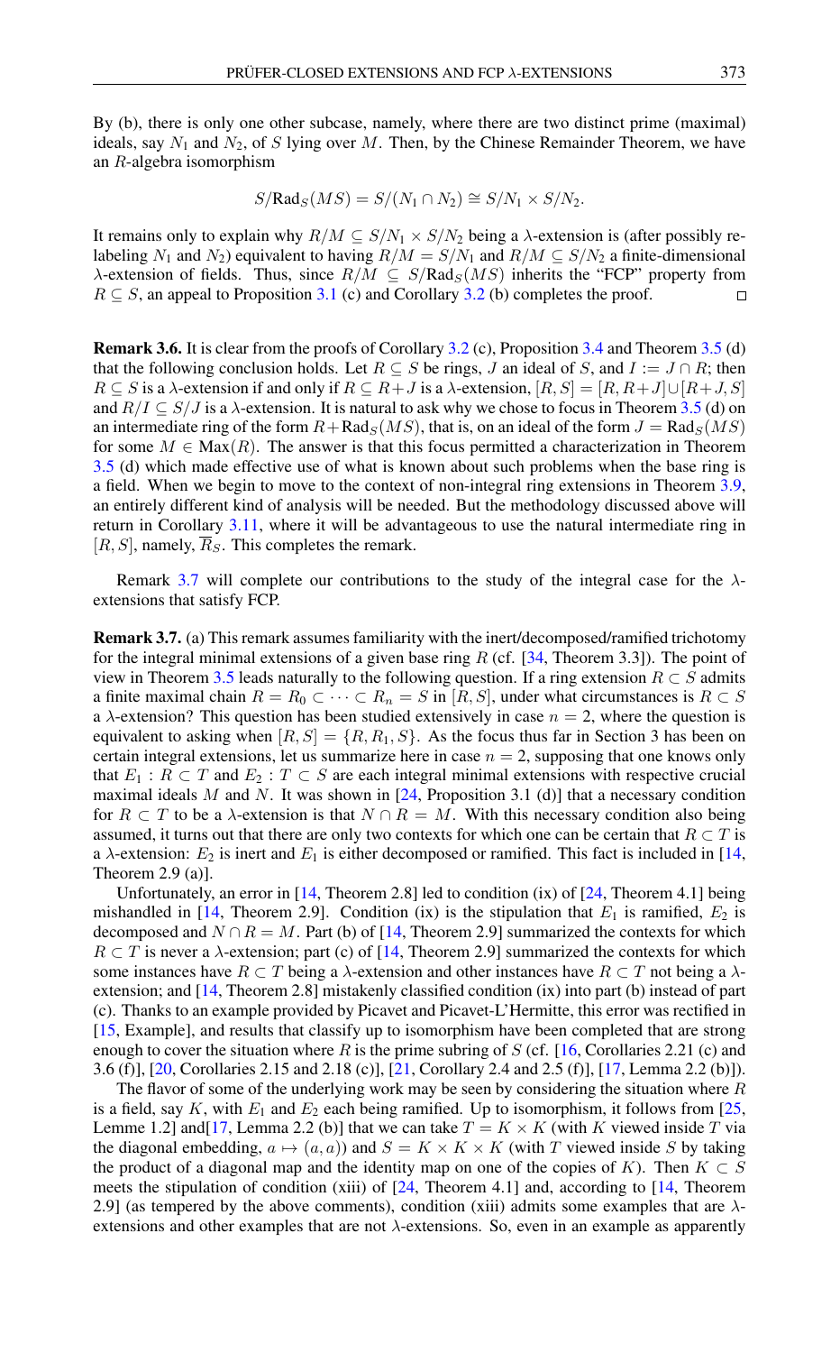By (b), there is only one other subcase, namely, where there are two distinct prime (maximal) ideals, say $N_1$ and $N_2$, of $S$ lying over $M$. Then, by the Chinese Remainder Theorem, we have an $R$-algebra isomorphism

$$S/\mathrm{Rad}_S(MS) = S/(N_1 \cap N_2) \cong S/N_1 \times S/N_2.$$

It remains only to explain why $R/M \subseteq S/N_1 \times S/N_2$ being a $\lambda$-extension is (after possibly relabeling $N_1$ and $N_2$) equivalent to having $R/M = S/N_1$ and $R/M \subseteq S/N_2$ a finite-dimensional $\lambda$-extension of fields. Thus, since $R/M \subseteq S/\mathrm{Rad}_S(MS)$ inherits the "FCP" property from $R \subseteq S$, an appeal to Proposition 3.1 (c) and Corollary 3.2 (b) completes the proof. □

**Remark 3.6.** It is clear from the proofs of Corollary 3.2 (c), Proposition 3.4 and Theorem 3.5 (d) that the following conclusion holds. Let $R \subseteq S$ be rings, $J$ an ideal of $S$, and $I := J \cap R$; then $R \subseteq S$ is a $\lambda$-extension if and only if $R \subseteq R+J$ is a $\lambda$-extension, $[R, S] = [R, R+J] \cup [R+J, S]$ and $R/I \subseteq S/J$ is a $\lambda$-extension. It is natural to ask why we chose to focus in Theorem 3.5 (d) on an intermediate ring of the form $R+\mathrm{Rad}_S(MS)$, that is, on an ideal of the form $J = \mathrm{Rad}_S(MS)$ for some $M \in \mathrm{Max}(R)$. The answer is that this focus permitted a characterization in Theorem 3.5 (d) which made effective use of what is known about such problems when the base ring is a field. When we begin to move to the context of non-integral ring extensions in Theorem 3.9, an entirely different kind of analysis will be needed. But the methodology discussed above will return in Corollary 3.11, where it will be advantageous to use the natural intermediate ring in $[R, S]$, namely, $\overline{R}_S$. This completes the remark.

Remark 3.7 will complete our contributions to the study of the integral case for the $\lambda$-extensions that satisfy FCP.

**Remark 3.7.** (a) This remark assumes familiarity with the inert/decomposed/ramified trichotomy for the integral minimal extensions of a given base ring $R$ (cf. [34, Theorem 3.3]). The point of view in Theorem 3.5 leads naturally to the following question. If a ring extension $R \subset S$ admits a finite maximal chain $R = R_0 \subset \cdots \subset R_n = S$ in $[R, S]$, under what circumstances is $R \subset S$ a $\lambda$-extension? This question has been studied extensively in case $n = 2$, where the question is equivalent to asking when $[R, S] = \{R, R_1, S\}$. As the focus thus far in Section 3 has been on certain integral extensions, let us summarize here in case $n = 2$, supposing that one knows only that $E_1 : R \subset T$ and $E_2 : T \subset S$ are each integral minimal extensions with respective crucial maximal ideals $M$ and $N$. It was shown in [24, Proposition 3.1 (d)] that a necessary condition for $R \subset T$ to be a $\lambda$-extension is that $N \cap R = M$. With this necessary condition also being assumed, it turns out that there are only two contexts for which one can be certain that $R \subset T$ is a $\lambda$-extension: $E_2$ is inert and $E_1$ is either decomposed or ramified. This fact is included in [14, Theorem 2.9 (a)].

Unfortunately, an error in [14, Theorem 2.8] led to condition (ix) of [24, Theorem 4.1] being mishandled in [14, Theorem 2.9]. Condition (ix) is the stipulation that $E_1$ is ramified, $E_2$ is decomposed and $N \cap R = M$. Part (b) of [14, Theorem 2.9] summarized the contexts for which $R \subset T$ is never a $\lambda$-extension; part (c) of [14, Theorem 2.9] summarized the contexts for which some instances have $R \subset T$ being a $\lambda$-extension and other instances have $R \subset T$ not being a $\lambda$-extension; and [14, Theorem 2.8] mistakenly classified condition (ix) into part (b) instead of part (c). Thanks to an example provided by Picavet and Picavet-L'Hermitte, this error was rectified in [15, Example], and results that classify up to isomorphism have been completed that are strong enough to cover the situation where $R$ is the prime subring of $S$ (cf. [16, Corollaries 2.21 (c) and 3.6 (f)], [20, Corollaries 2.15 and 2.18 (c)], [21, Corollary 2.4 and 2.5 (f)], [17, Lemma 2.2 (b)]).

The flavor of some of the underlying work may be seen by considering the situation where $R$ is a field, say $K$, with $E_1$ and $E_2$ each being ramified. Up to isomorphism, it follows from [25, Lemme 1.2] and[17, Lemma 2.2 (b)] that we can take $T = K \times K$ (with $K$ viewed inside $T$ via the diagonal embedding, $a \mapsto (a, a)$) and $S = K \times K \times K$ (with $T$ viewed inside $S$ by taking the product of a diagonal map and the identity map on one of the copies of $K$). Then $K \subset S$ meets the stipulation of condition (xiii) of [24, Theorem 4.1] and, according to [14, Theorem 2.9] (as tempered by the above comments), condition (xiii) admits some examples that are $\lambda$-extensions and other examples that are not $\lambda$-extensions. So, even in an example as apparently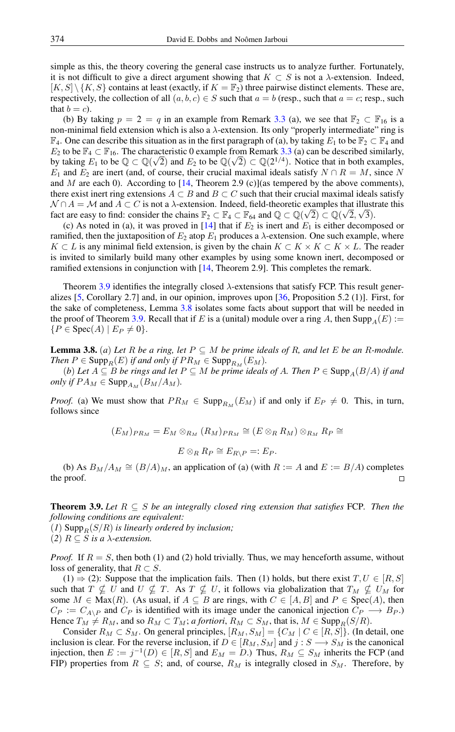simple as this, the theory covering the general case instructs us to analyze further. Fortunately, it is not difficult to give a direct argument showing that $K \subset S$ is not a $\lambda$-extension. Indeed, $[K,S] \setminus \{K,S\}$ contains at least (exactly, if $K = \mathbb{F}_2$) three pairwise distinct elements. These are, respectively, the collection of all $(a,b,c) \in S$ such that $a = b$ (resp., such that $a = c$; resp., such that $b = c$).

(b) By taking $p = 2 = q$ in an example from Remark 3.3 (a), we see that $\mathbb{F}_2 \subset \mathbb{F}_{16}$ is a non-minimal field extension which is also a $\lambda$-extension. Its only "properly intermediate" ring is $\mathbb{F}_4$. One can describe this situation as in the first paragraph of (a), by taking $E_1$ to be $\mathbb{F}_2 \subset \mathbb{F}_4$ and $E_2$ to be $\mathbb{F}_4 \subset \mathbb{F}_{16}$. The characteristic 0 example from Remark 3.3 (a) can be described similarly, by taking $E_1$ to be $\mathbb{Q} \subset \mathbb{Q}(\sqrt{2})$ and $E_2$ to be $\mathbb{Q}(\sqrt{2}) \subset \mathbb{Q}(2^{1/4})$. Notice that in both examples, $E_1$ and $E_2$ are inert (and, of course, their crucial maximal ideals satisfy $N \cap R = M$, since $N$ and $M$ are each 0). According to [14, Theorem 2.9 (c)](as tempered by the above comments), there exist inert ring extensions $A \subset B$ and $B \subset C$ such that their crucial maximal ideals satisfy $\mathcal{N} \cap A = \mathcal{M}$ and $A \subset C$ is not a $\lambda$-extension. Indeed, field-theoretic examples that illustrate this fact are easy to find: consider the chains $\mathbb{F}_2 \subset \mathbb{F}_4 \subset \mathbb{F}_{64}$ and $\mathbb{Q} \subset \mathbb{Q}(\sqrt{2}) \subset \mathbb{Q}(\sqrt{2}, \sqrt{3})$.

(c) As noted in (a), it was proved in [14] that if $E_2$ is inert and $E_1$ is either decomposed or ramified, then the juxtaposition of $E_2$ atop $E_1$ produces a $\lambda$-extension. One such example, where $K \subset L$ is any minimal field extension, is given by the chain $K \subset K \times K \subset K \times L$. The reader is invited to similarly build many other examples by using some known inert, decomposed or ramified extensions in conjunction with [14, Theorem 2.9]. This completes the remark.

Theorem 3.9 identifies the integrally closed $\lambda$-extensions that satisfy FCP. This result generalizes [5, Corollary 2.7] and, in our opinion, improves upon [36, Proposition 5.2 (1)]. First, for the sake of completeness, Lemma 3.8 isolates some facts about support that will be needed in the proof of Theorem 3.9. Recall that if $E$ is a (unital) module over a ring $A$, then $\mathrm{Supp}_A(E) := \{P \in \mathrm{Spec}(A) \mid E_P \neq 0\}$.

**Lemma 3.8.** *(a) Let $R$ be a ring, let $P \subseteq M$ be prime ideals of $R$, and let $E$ be an $R$-module. Then $P \in \mathrm{Supp}_R(E)$ if and only if $PR_M \in \mathrm{Supp}_{R_M}(E_M)$.*

*(b) Let $A \subseteq B$ be rings and let $P \subseteq M$ be prime ideals of $A$. Then $P \in \mathrm{Supp}_A(B/A)$ if and only if $PA_M \in \mathrm{Supp}_{A_M}(B_M/A_M)$.*

*Proof.* (a) We must show that $PR_M \in \mathrm{Supp}_{R_M}(E_M)$ if and only if $E_P \neq 0$. This, in turn, follows since

$$(E_M)_{PR_M} = E_M \otimes_{R_M} (R_M)_{PR_M} \cong (E \otimes_R R_M) \otimes_{R_M} R_P \cong$$

$$E \otimes_R R_P \cong E_{R \setminus P} =: E_P.$$

(b) As $B_M/A_M \cong (B/A)_M$, an application of (a) (with $R := A$ and $E := B/A$) completes the proof. ∎

**Theorem 3.9.** *Let $R \subseteq S$ be an integrally closed ring extension that satisfies* FCP. *Then the following conditions are equivalent:*
*(1) $\mathrm{Supp}_R(S/R)$ is linearly ordered by inclusion;*
*(2) $R \subseteq S$ is a $\lambda$-extension.*

*Proof.* If $R = S$, then both (1) and (2) hold trivially. Thus, we may henceforth assume, without loss of generality, that $R \subset S$.

(1) $\Rightarrow$ (2): Suppose that the implication fails. Then (1) holds, but there exist $T, U \in [R,S]$ such that $T \not\subseteq U$ and $U \not\subseteq T$. As $T \not\subseteq U$, it follows via globalization that $T_M \not\subseteq U_M$ for some $M \in \mathrm{Max}(R)$. (As usual, if $A \subseteq B$ are rings, with $C \in [A,B]$ and $P \in \mathrm{Spec}(A)$, then $C_P := C_{A \setminus P}$ and $C_P$ is identified with its image under the canonical injection $C_P \longrightarrow B_P$.) Hence $T_M \neq R_M$, and so $R_M \subset T_M$; *a fortiori*, $R_M \subset S_M$, that is, $M \in \mathrm{Supp}_R(S/R)$.

Consider $R_M \subset S_M$. On general principles, $[R_M, S_M] = \{C_M \mid C \in [R,S]\}$. (In detail, one inclusion is clear. For the reverse inclusion, if $D \in [R_M, S_M]$ and $j : S \longrightarrow S_M$ is the canonical injection, then $E := j^{-1}(D) \in [R,S]$ and $E_M = D$.) Thus, $R_M \subseteq S_M$ inherits the FCP (and FIP) properties from $R \subseteq S$; and, of course, $R_M$ is integrally closed in $S_M$. Therefore, by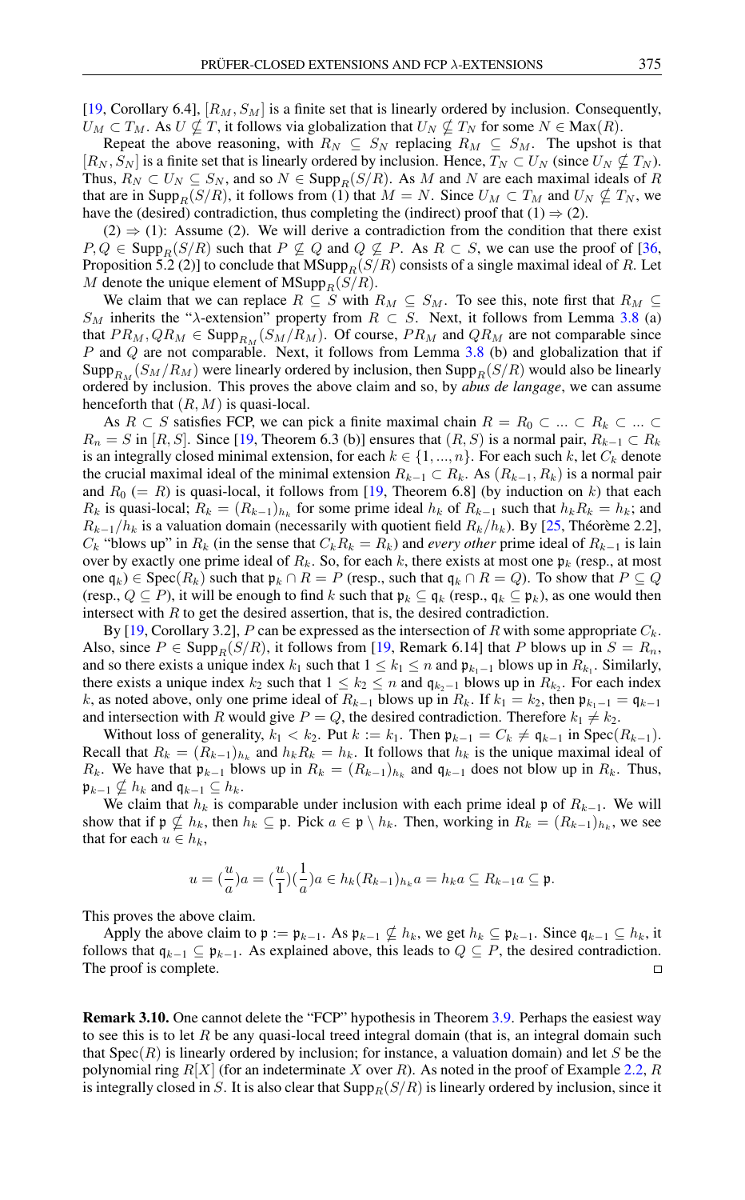[19, Corollary 6.4], $[R_M, S_M]$ is a finite set that is linearly ordered by inclusion. Consequently, $U_M \subset T_M$. As $U \not\subseteq T$, it follows via globalization that $U_N \not\subseteq T_N$ for some $N \in \mathrm{Max}(R)$.

Repeat the above reasoning, with $R_N \subseteq S_N$ replacing $R_M \subseteq S_M$. The upshot is that $[R_N, S_N]$ is a finite set that is linearly ordered by inclusion. Hence, $T_N \subset U_N$ (since $U_N \not\subseteq T_N$). Thus, $R_N \subset U_N \subseteq S_N$, and so $N \in \mathrm{Supp}_R(S/R)$. As $M$ and $N$ are each maximal ideals of $R$ that are in $\mathrm{Supp}_R(S/R)$, it follows from (1) that $M = N$. Since $U_M \subset T_M$ and $U_N \not\subseteq T_N$, we have the (desired) contradiction, thus completing the (indirect) proof that (1) $\Rightarrow$ (2).

(2) $\Rightarrow$ (1): Assume (2). We will derive a contradiction from the condition that there exist $P, Q \in \mathrm{Supp}_R(S/R)$ such that $P \not\subseteq Q$ and $Q \not\subseteq P$. As $R \subset S$, we can use the proof of [36, Proposition 5.2 (2)] to conclude that $\mathrm{MSupp}_R(S/R)$ consists of a single maximal ideal of $R$. Let $M$ denote the unique element of $\mathrm{MSupp}_R(S/R)$.

We claim that we can replace $R \subseteq S$ with $R_M \subseteq S_M$. To see this, note first that $R_M \subseteq S_M$ inherits the "$\lambda$-extension" property from $R \subset S$. Next, it follows from Lemma 3.8 (a) that $PR_M, QR_M \in \mathrm{Supp}_{R_M}(S_M/R_M)$. Of course, $PR_M$ and $QR_M$ are not comparable since $P$ and $Q$ are not comparable. Next, it follows from Lemma 3.8 (b) and globalization that if $\mathrm{Supp}_{R_M}(S_M/R_M)$ were linearly ordered by inclusion, then $\mathrm{Supp}_R(S/R)$ would also be linearly ordered by inclusion. This proves the above claim and so, by ***abus de langage***, we can assume henceforth that $(R, M)$ is quasi-local.

As $R \subset S$ satisfies FCP, we can pick a finite maximal chain $R = R_0 \subset ... \subset R_k \subset ... \subset R_n = S$ in $[R, S]$. Since [19, Theorem 6.3 (b)] ensures that $(R, S)$ is a normal pair, $R_{k-1} \subset R_k$ is an integrally closed minimal extension, for each $k \in \{1, ..., n\}$. For each such $k$, let $C_k$ denote the crucial maximal ideal of the minimal extension $R_{k-1} \subset R_k$. As $(R_{k-1}, R_k)$ is a normal pair and $R_0$ ($= R$) is quasi-local, it follows from [19, Theorem 6.8] (by induction on $k$) that each $R_k$ is quasi-local; $R_k = (R_{k-1})_{h_k}$ for some prime ideal $h_k$ of $R_{k-1}$ such that $h_k R_k = h_k$; and $R_{k-1}/h_k$ is a valuation domain (necessarily with quotient field $R_k/h_k$). By [25, Théorème 2.2], $C_k$ "blows up" in $R_k$ (in the sense that $C_k R_k = R_k$) and *every other* prime ideal of $R_{k-1}$ is lain over by exactly one prime ideal of $R_k$. So, for each $k$, there exists at most one $\mathfrak{p}_k$ (resp., at most one $\mathfrak{q}_k$) $\in \mathrm{Spec}(R_k)$ such that $\mathfrak{p}_k \cap R = P$ (resp., such that $\mathfrak{q}_k \cap R = Q$). To show that $P \subseteq Q$ (resp., $Q \subseteq P$), it will be enough to find $k$ such that $\mathfrak{p}_k \subseteq \mathfrak{q}_k$ (resp., $\mathfrak{q}_k \subseteq \mathfrak{p}_k$), as one would then intersect with $R$ to get the desired assertion, that is, the desired contradiction.

By [19, Corollary 3.2], $P$ can be expressed as the intersection of $R$ with some appropriate $C_k$. Also, since $P \in \mathrm{Supp}_R(S/R)$, it follows from [19, Remark 6.14] that $P$ blows up in $S = R_n$, and so there exists a unique index $k_1$ such that $1 \leq k_1 \leq n$ and $\mathfrak{p}_{k_1 - 1}$ blows up in $R_{k_1}$. Similarly, there exists a unique index $k_2$ such that $1 \leq k_2 \leq n$ and $\mathfrak{q}_{k_2 - 1}$ blows up in $R_{k_2}$. For each index $k$, as noted above, only one prime ideal of $R_{k-1}$ blows up in $R_k$. If $k_1 = k_2$, then $\mathfrak{p}_{k_1 - 1} = \mathfrak{q}_{k-1}$ and intersection with $R$ would give $P = Q$, the desired contradiction. Therefore $k_1 \neq k_2$.

Without loss of generality, $k_1 < k_2$. Put $k := k_1$. Then $\mathfrak{p}_{k-1} = C_k \neq \mathfrak{q}_{k-1}$ in $\mathrm{Spec}(R_{k-1})$. Recall that $R_k = (R_{k-1})_{h_k}$ and $h_k R_k = h_k$. It follows that $h_k$ is the unique maximal ideal of $R_k$. We have that $\mathfrak{p}_{k-1}$ blows up in $R_k = (R_{k-1})_{h_k}$ and $\mathfrak{q}_{k-1}$ does not blow up in $R_k$. Thus, $\mathfrak{p}_{k-1} \not\subseteq h_k$ and $\mathfrak{q}_{k-1} \subseteq h_k$.

We claim that $h_k$ is comparable under inclusion with each prime ideal $\mathfrak{p}$ of $R_{k-1}$. We will show that if $\mathfrak{p} \not\subseteq h_k$, then $h_k \subseteq \mathfrak{p}$. Pick $a \in \mathfrak{p} \setminus h_k$. Then, working in $R_k = (R_{k-1})_{h_k}$, we see that for each $u \in h_k$,

$$u = (\frac{u}{a})a = (\frac{u}{1})(\frac{1}{a})a \in h_k (R_{k-1})_{h_k} a = h_k a \subseteq R_{k-1} a \subseteq \mathfrak{p}.$$

This proves the above claim.

Apply the above claim to $\mathfrak{p} := \mathfrak{p}_{k-1}$. As $\mathfrak{p}_{k-1} \not\subseteq h_k$, we get $h_k \subseteq \mathfrak{p}_{k-1}$. Since $\mathfrak{q}_{k-1} \subseteq h_k$, it follows that $\mathfrak{q}_{k-1} \subseteq \mathfrak{p}_{k-1}$. As explained above, this leads to $Q \subseteq P$, the desired contradiction. The proof is complete. □

**Remark 3.10.** One cannot delete the "FCP" hypothesis in Theorem 3.9. Perhaps the easiest way to see this is to let $R$ be any quasi-local treed integral domain (that is, an integral domain such that $\mathrm{Spec}(R)$ is linearly ordered by inclusion; for instance, a valuation domain) and let $S$ be the polynomial ring $R[X]$ (for an indeterminate $X$ over $R$). As noted in the proof of Example 2.2, $R$ is integrally closed in $S$. It is also clear that $\mathrm{Supp}_R(S/R)$ is linearly ordered by inclusion, since it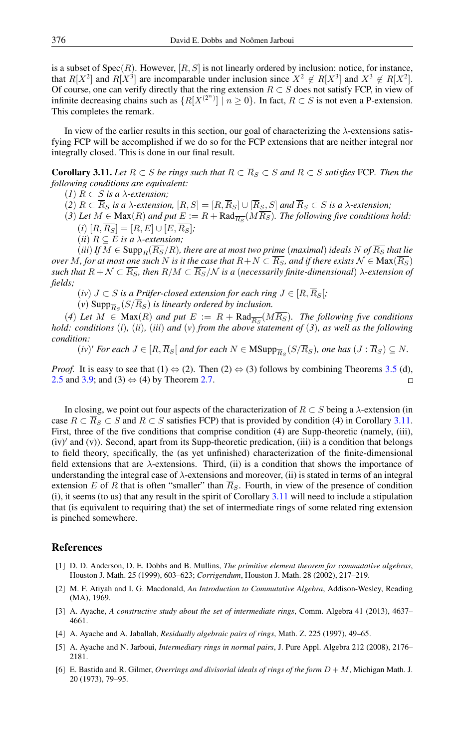is a subset of $\mathrm{Spec}(R)$. However, $[R, S]$ is not linearly ordered by inclusion: notice, for instance, that $R[X^2]$ and $R[X^3]$ are incomparable under inclusion since $X^2 \notin R[X^3]$ and $X^3 \notin R[X^2]$. Of course, one can verify directly that the ring extension $R \subset S$ does not satisfy FCP, in view of infinite decreasing chains such as $\{R[X^{(2^n)}] \mid n \geq 0\}$. In fact, $R \subset S$ is not even a P-extension. This completes the remark.

In view of the earlier results in this section, our goal of characterizing the $\lambda$-extensions satisfying FCP will be accomplished if we do so for the FCP extensions that are neither integral nor integrally closed. This is done in our final result.

**Corollary 3.11.** *Let $R \subset S$ be rings such that $R \subset \overline{R}_S \subset S$ and $R \subset S$ satisfies* FCP. *Then the following conditions are equivalent:*

(*1*) *$R \subset S$ is a $\lambda$-extension;*

(*2*) *$R \subset \overline{R}_S$ is a $\lambda$-extension, $[R, S] = [R, \overline{R}_S] \cup [\overline{R}_S, S]$ and $\overline{R}_S \subset S$ is a $\lambda$-extension;*

(*3*) *Let $M \in \mathrm{Max}(R)$ and put $E := R + \mathrm{Rad}_{\overline{R_S}}(M\overline{R_S})$. The following five conditions hold:*

(*i*) *$[R, \overline{R_S}] = [R, E] \cup [E, \overline{R_S}]$;*

(*ii*) *$R \subseteq E$ is a $\lambda$-extension;*

(*iii*) *If $M \in \mathrm{Supp}_R(\overline{R_S}/R)$, there are at most two prime* (*maximal*) *ideals $N$ of $\overline{R_S}$ that lie over $M$, for at most one such $N$ is it the case that $R+N \subset \overline{R_S}$, and if there exists $\mathcal{N} \in \mathrm{Max}(\overline{R_S})$ such that $R+\mathcal{N} \subset \overline{R_S}$, then $R/M \subset \overline{R_S}/\mathcal{N}$ is a* (*necessarily finite-dimensional*) *$\lambda$-extension of fields;*

(*iv*) *$J \subset S$ is a Prüfer-closed extension for each ring $J \in [R, \overline{R}_S[$;*

(*v*) *$\mathrm{Supp}_{\overline{R}_S}(S/\overline{R}_S)$ is linearly ordered by inclusion.*

(*4*) *Let $M \in \mathrm{Max}(R)$ and put $E := R + \mathrm{Rad}_{\overline{R_S}}(M\overline{R_S})$. The following five conditions hold: conditions* (*i*)*,* (*ii*)*,* (*iii*) *and* (*v*) *from the above statement of* (*3*)*, as well as the following condition:*

(*iv*)′ *For each $J \in [R, \overline{R}_S[$ and for each $N \in \mathrm{MSupp}_{\overline{R}_S}(S/\overline{R}_S)$, one has $(J : \overline{R}_S) \subseteq N$.*

*Proof.* It is easy to see that (1) ⇔ (2). Then (2) ⇔ (3) follows by combining Theorems 3.5 (d), 2.5 and 3.9; and (3) ⇔ (4) by Theorem 2.7. □

In closing, we point out four aspects of the characterization of $R \subset S$ being a $\lambda$-extension (in case $R \subset \overline{R}_S \subset S$ and $R \subset S$ satisfies FCP) that is provided by condition (4) in Corollary 3.11. First, three of the five conditions that comprise condition (4) are Supp-theoretic (namely, (iii), (iv)′ and (v)). Second, apart from its Supp-theoretic predication, (iii) is a condition that belongs to field theory, specifically, the (as yet unfinished) characterization of the finite-dimensional field extensions that are $\lambda$-extensions. Third, (ii) is a condition that shows the importance of understanding the integral case of $\lambda$-extensions and moreover, (ii) is stated in terms of an integral extension $E$ of $R$ that is often "smaller" than $\overline{R}_S$. Fourth, in view of the presence of condition (i), it seems (to us) that any result in the spirit of Corollary 3.11 will need to include a stipulation that (is equivalent to requiring that) the set of intermediate rings of some related ring extension is pinched somewhere.

## References

[1] D. D. Anderson, D. E. Dobbs and B. Mullins, *The primitive element theorem for commutative algebras*, Houston J. Math. 25 (1999), 603–623; *Corrigendum*, Houston J. Math. 28 (2002), 217–219.

[2] M. F. Atiyah and I. G. Macdonald, *An Introduction to Commutative Algebra*, Addison-Wesley, Reading (MA), 1969.

[3] A. Ayache, *A constructive study about the set of intermediate rings*, Comm. Algebra 41 (2013), 4637–4661.

[4] A. Ayache and A. Jaballah, *Residually algebraic pairs of rings*, Math. Z. 225 (1997), 49–65.

[5] A. Ayache and N. Jarboui, *Intermediary rings in normal pairs*, J. Pure Appl. Algebra 212 (2008), 2176–2181.

[6] E. Bastida and R. Gilmer, *Overrings and divisorial ideals of rings of the form $D + M$*, Michigan Math. J. 20 (1973), 79–95.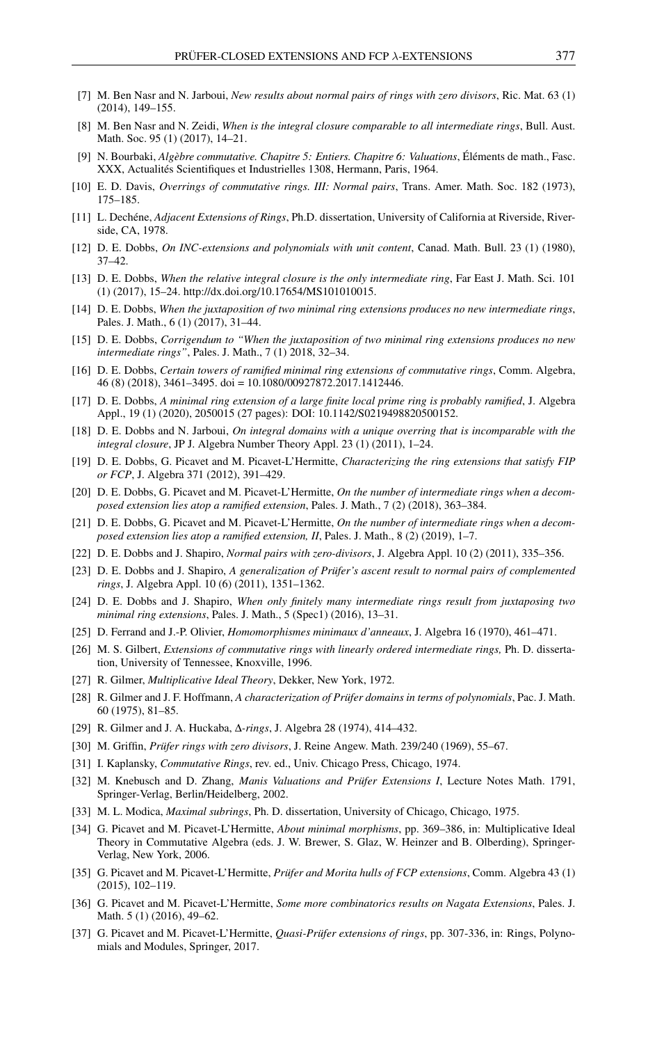[7] M. Ben Nasr and N. Jarboui, *New results about normal pairs of rings with zero divisors*, Ric. Mat. 63 (1) (2014), 149–155.

[8] M. Ben Nasr and N. Zeidi, *When is the integral closure comparable to all intermediate rings*, Bull. Aust. Math. Soc. 95 (1) (2017), 14–21.

[9] N. Bourbaki, *Algèbre commutative. Chapitre 5: Entiers. Chapitre 6: Valuations*, Éléments de math., Fasc. XXX, Actualités Scientifiques et Industrielles 1308, Hermann, Paris, 1964.

[10] E. D. Davis, *Overrings of commutative rings. III: Normal pairs*, Trans. Amer. Math. Soc. 182 (1973), 175–185.

[11] L. Dechéne, *Adjacent Extensions of Rings*, Ph.D. dissertation, University of California at Riverside, Riverside, CA, 1978.

[12] D. E. Dobbs, *On INC-extensions and polynomials with unit content*, Canad. Math. Bull. 23 (1) (1980), 37–42.

[13] D. E. Dobbs, *When the relative integral closure is the only intermediate ring*, Far East J. Math. Sci. 101 (1) (2017), 15–24. http://dx.doi.org/10.17654/MS101010015.

[14] D. E. Dobbs, *When the juxtaposition of two minimal ring extensions produces no new intermediate rings*, Pales. J. Math., 6 (1) (2017), 31–44.

[15] D. E. Dobbs, *Corrigendum to "When the juxtaposition of two minimal ring extensions produces no new intermediate rings"*, Pales. J. Math., 7 (1) 2018, 32–34.

[16] D. E. Dobbs, *Certain towers of ramified minimal ring extensions of commutative rings*, Comm. Algebra, 46 (8) (2018), 3461–3495. doi = 10.1080/00927872.2017.1412446.

[17] D. E. Dobbs, *A minimal ring extension of a large finite local prime ring is probably ramified*, J. Algebra Appl., 19 (1) (2020), 2050015 (27 pages): DOI: 10.1142/S0219498820500152.

[18] D. E. Dobbs and N. Jarboui, *On integral domains with a unique overring that is incomparable with the integral closure*, JP J. Algebra Number Theory Appl. 23 (1) (2011), 1–24.

[19] D. E. Dobbs, G. Picavet and M. Picavet-L'Hermitte, *Characterizing the ring extensions that satisfy FIP or FCP*, J. Algebra 371 (2012), 391–429.

[20] D. E. Dobbs, G. Picavet and M. Picavet-L'Hermitte, *On the number of intermediate rings when a decomposed extension lies atop a ramified extension*, Pales. J. Math., 7 (2) (2018), 363–384.

[21] D. E. Dobbs, G. Picavet and M. Picavet-L'Hermitte, *On the number of intermediate rings when a decomposed extension lies atop a ramified extension, II*, Pales. J. Math., 8 (2) (2019), 1–7.

[22] D. E. Dobbs and J. Shapiro, *Normal pairs with zero-divisors*, J. Algebra Appl. 10 (2) (2011), 335–356.

[23] D. E. Dobbs and J. Shapiro, *A generalization of Prüfer's ascent result to normal pairs of complemented rings*, J. Algebra Appl. 10 (6) (2011), 1351–1362.

[24] D. E. Dobbs and J. Shapiro, *When only finitely many intermediate rings result from juxtaposing two minimal ring extensions*, Pales. J. Math., 5 (Spec1) (2016), 13–31.

[25] D. Ferrand and J.-P. Olivier, *Homomorphismes minimaux d'anneaux*, J. Algebra 16 (1970), 461–471.

[26] M. S. Gilbert, *Extensions of commutative rings with linearly ordered intermediate rings,* Ph. D. dissertation, University of Tennessee, Knoxville, 1996.

[27] R. Gilmer, *Multiplicative Ideal Theory*, Dekker, New York, 1972.

[28] R. Gilmer and J. F. Hoffmann, *A characterization of Prüfer domains in terms of polynomials*, Pac. J. Math. 60 (1975), 81–85.

[29] R. Gilmer and J. A. Huckaba, *Δ-rings*, J. Algebra 28 (1974), 414–432.

[30] M. Griffin, *Prüfer rings with zero divisors*, J. Reine Angew. Math. 239/240 (1969), 55–67.

[31] I. Kaplansky, *Commutative Rings*, rev. ed., Univ. Chicago Press, Chicago, 1974.

[32] M. Knebusch and D. Zhang, *Manis Valuations and Prüfer Extensions I*, Lecture Notes Math. 1791, Springer-Verlag, Berlin/Heidelberg, 2002.

[33] M. L. Modica, *Maximal subrings*, Ph. D. dissertation, University of Chicago, Chicago, 1975.

[34] G. Picavet and M. Picavet-L'Hermitte, *About minimal morphisms*, pp. 369–386, in: Multiplicative Ideal Theory in Commutative Algebra (eds. J. W. Brewer, S. Glaz, W. Heinzer and B. Olberding), Springer-Verlag, New York, 2006.

[35] G. Picavet and M. Picavet-L'Hermitte, *Prüfer and Morita hulls of FCP extensions*, Comm. Algebra 43 (1) (2015), 102–119.

[36] G. Picavet and M. Picavet-L'Hermitte, *Some more combinatorics results on Nagata Extensions*, Pales. J. Math. 5 (1) (2016), 49–62.

[37] G. Picavet and M. Picavet-L'Hermitte, *Quasi-Prüfer extensions of rings*, pp. 307-336, in: Rings, Polynomials and Modules, Springer, 2017.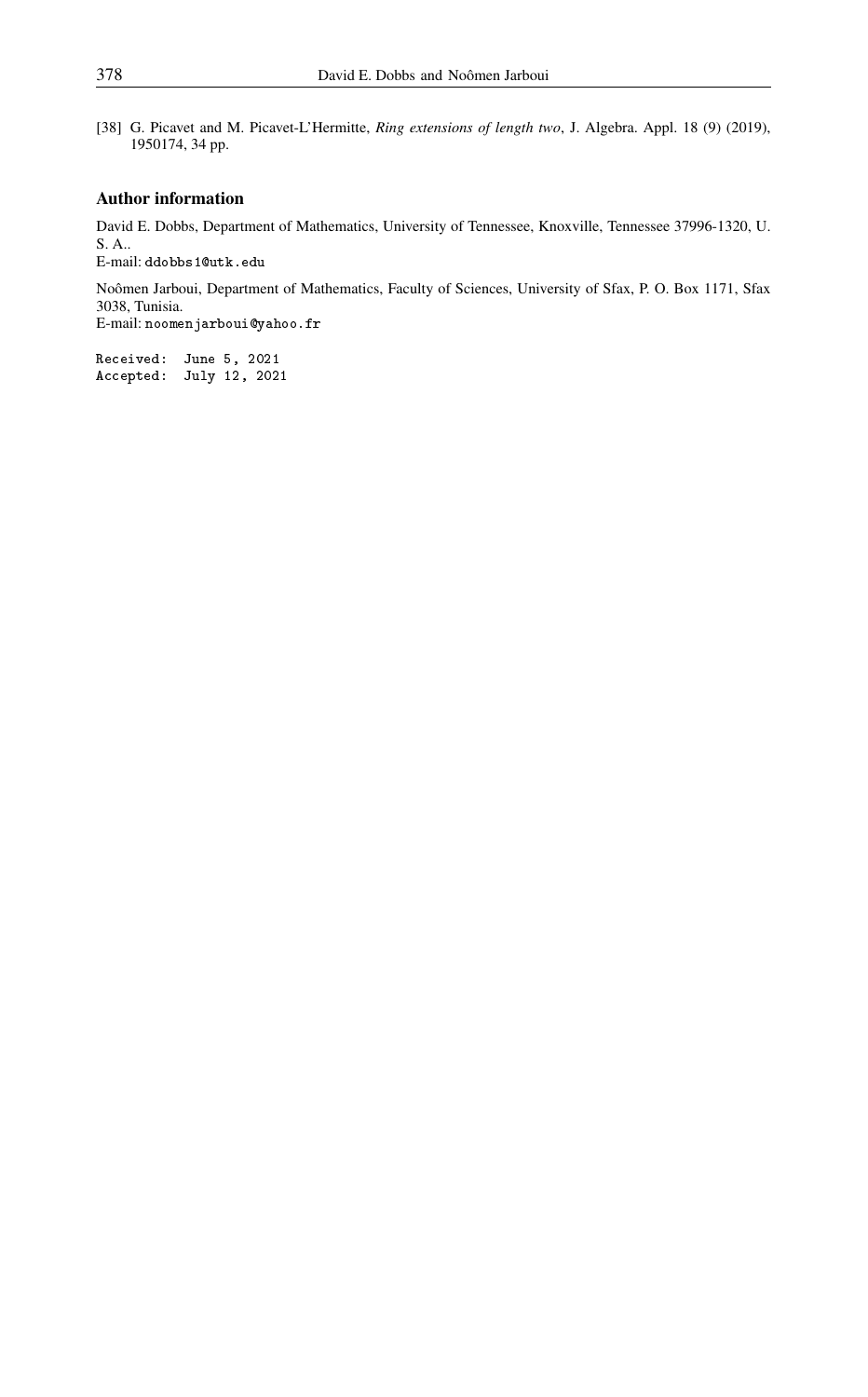[38] G. Picavet and M. Picavet-L'Hermitte, *Ring extensions of length two*, J. Algebra. Appl. 18 (9) (2019), 1950174, 34 pp.

### Author information

David E. Dobbs, Department of Mathematics, University of Tennessee, Knoxville, Tennessee 37996-1320, U. S. A..
E-mail: `ddobbs1@utk.edu`

Noômen Jarboui, Department of Mathematics, Faculty of Sciences, University of Sfax, P. O. Box 1171, Sfax 3038, Tunisia.
E-mail: `noomenjarboui@yahoo.fr`

```
Received:  June 5, 2021
Accepted:  July 12, 2021
```